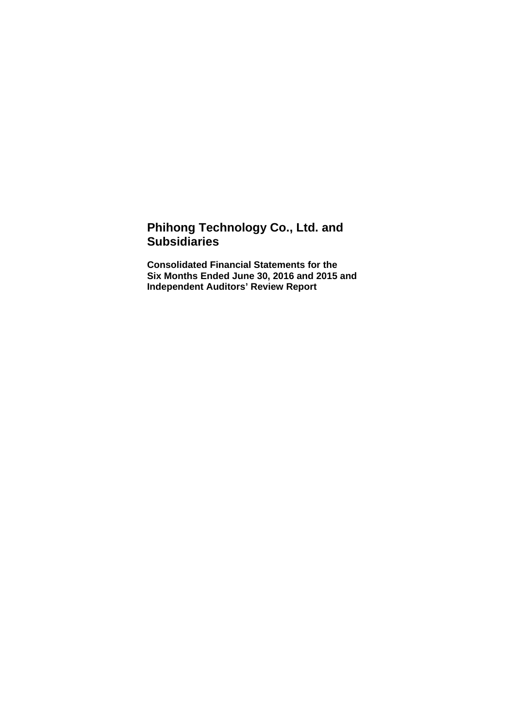# Phihong Technology Co., Ltd. and Subsidiaries

**Consolidated Financial Statements for the Six Months Ended June 30, 2016 and 2015 and Independent Auditors' Review Report**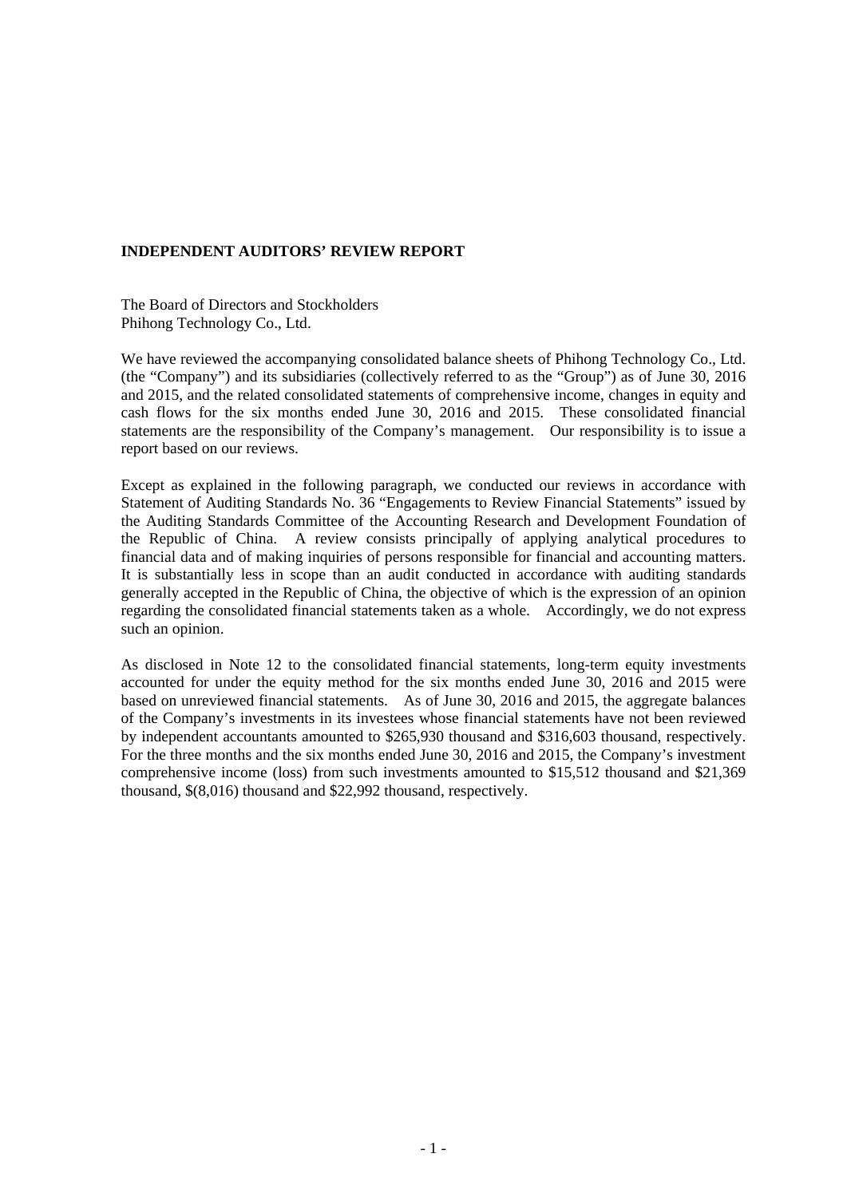**INDEPENDENT AUDITORS' REVIEW REPORT**

The Board of Directors and Stockholders
Phihong Technology Co., Ltd.

We have reviewed the accompanying consolidated balance sheets of Phihong Technology Co., Ltd. (the "Company") and its subsidiaries (collectively referred to as the "Group") as of June 30, 2016 and 2015, and the related consolidated statements of comprehensive income, changes in equity and cash flows for the six months ended June 30, 2016 and 2015. These consolidated financial statements are the responsibility of the Company's management. Our responsibility is to issue a report based on our reviews.

Except as explained in the following paragraph, we conducted our reviews in accordance with Statement of Auditing Standards No. 36 "Engagements to Review Financial Statements" issued by the Auditing Standards Committee of the Accounting Research and Development Foundation of the Republic of China. A review consists principally of applying analytical procedures to financial data and of making inquiries of persons responsible for financial and accounting matters. It is substantially less in scope than an audit conducted in accordance with auditing standards generally accepted in the Republic of China, the objective of which is the expression of an opinion regarding the consolidated financial statements taken as a whole. Accordingly, we do not express such an opinion.

As disclosed in Note 12 to the consolidated financial statements, long-term equity investments accounted for under the equity method for the six months ended June 30, 2016 and 2015 were based on unreviewed financial statements. As of June 30, 2016 and 2015, the aggregate balances of the Company's investments in its investees whose financial statements have not been reviewed by independent accountants amounted to $265,930 thousand and $316,603 thousand, respectively. For the three months and the six months ended June 30, 2016 and 2015, the Company's investment comprehensive income (loss) from such investments amounted to $15,512 thousand and $21,369 thousand, $(8,016) thousand and $22,992 thousand, respectively.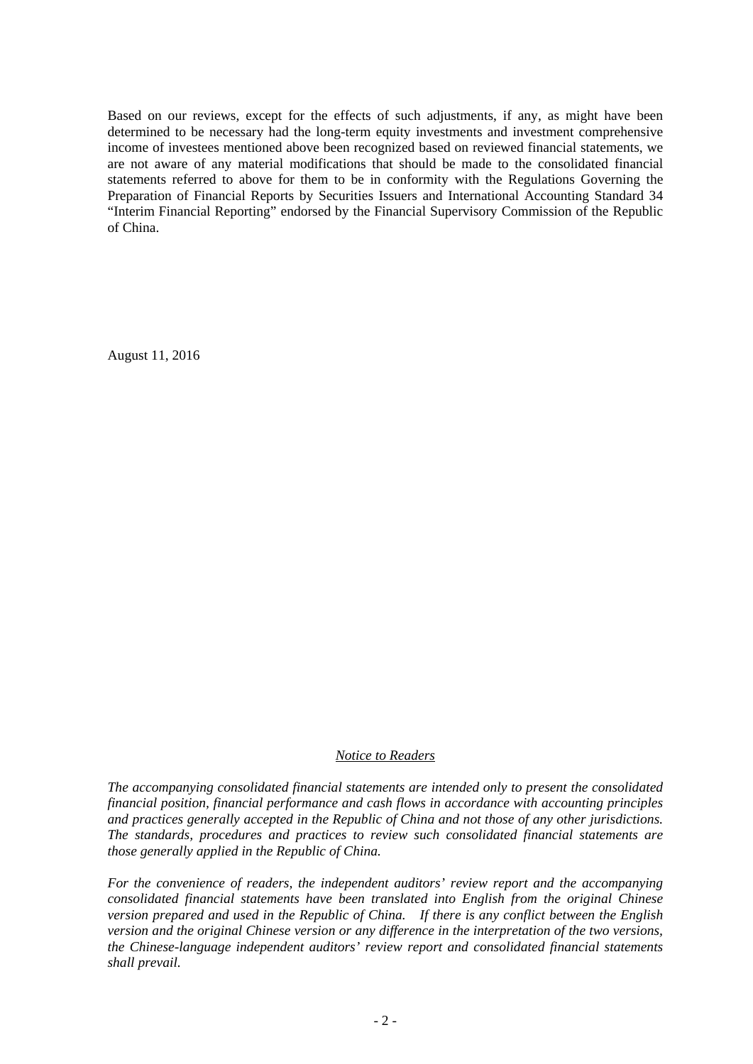Based on our reviews, except for the effects of such adjustments, if any, as might have been determined to be necessary had the long-term equity investments and investment comprehensive income of investees mentioned above been recognized based on reviewed financial statements, we are not aware of any material modifications that should be made to the consolidated financial statements referred to above for them to be in conformity with the Regulations Governing the Preparation of Financial Reports by Securities Issuers and International Accounting Standard 34 "Interim Financial Reporting" endorsed by the Financial Supervisory Commission of the Republic of China.

August 11, 2016

## *Notice to Readers*

*The accompanying consolidated financial statements are intended only to present the consolidated financial position, financial performance and cash flows in accordance with accounting principles and practices generally accepted in the Republic of China and not those of any other jurisdictions. The standards, procedures and practices to review such consolidated financial statements are those generally applied in the Republic of China.*

*For the convenience of readers, the independent auditors' review report and the accompanying consolidated financial statements have been translated into English from the original Chinese version prepared and used in the Republic of China. If there is any conflict between the English version and the original Chinese version or any difference in the interpretation of the two versions, the Chinese-language independent auditors' review report and consolidated financial statements shall prevail.*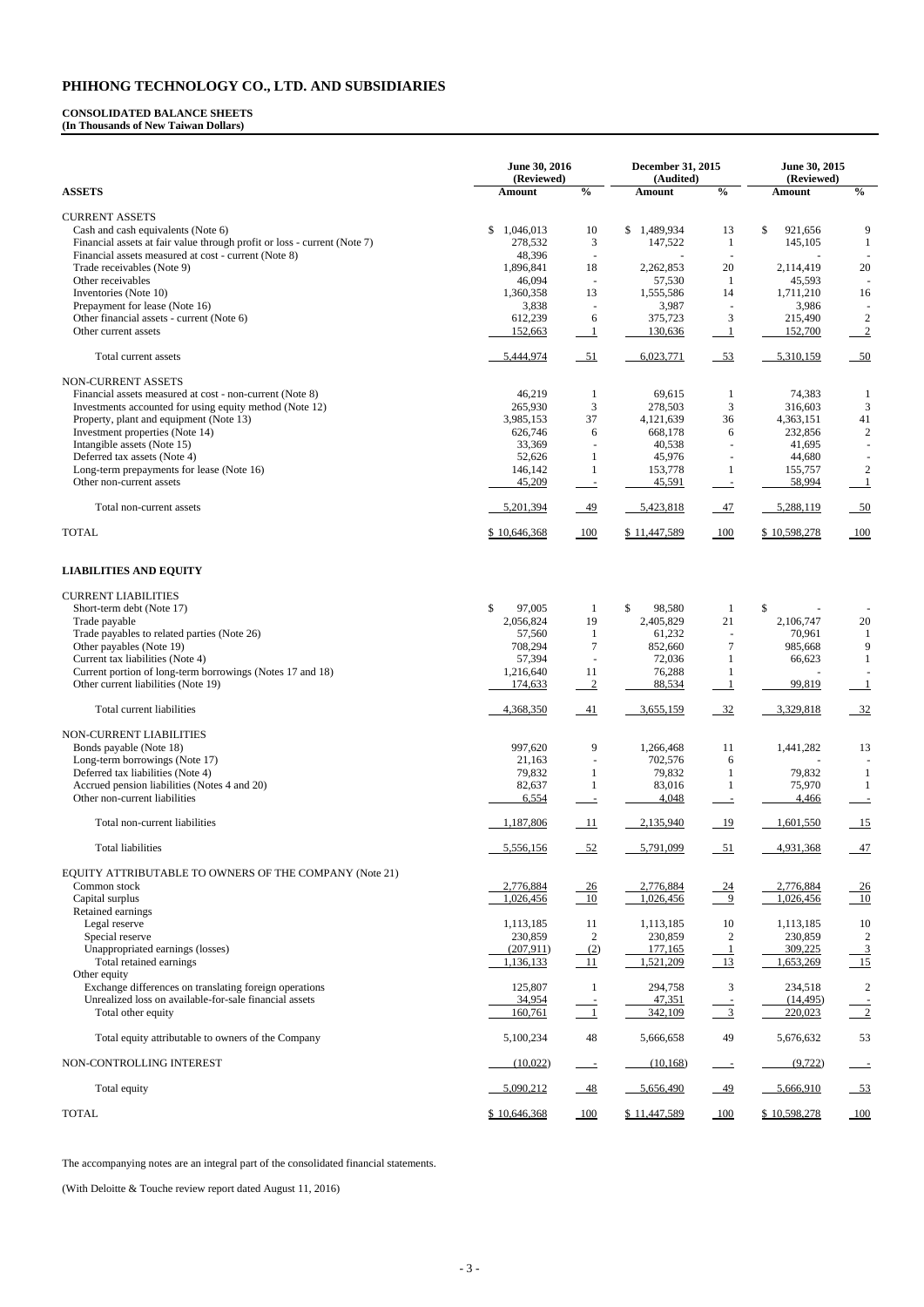# PHIHONG TECHNOLOGY CO., LTD. AND SUBSIDIARIES

**CONSOLIDATED BALANCE SHEETS**
**(In Thousands of New Taiwan Dollars)**

| ASSETS | June 30, 2016 (Reviewed) Amount | % | December 31, 2015 (Audited) Amount | % | June 30, 2015 (Reviewed) Amount | % |
|---|---|---|---|---|---|---|
| CURRENT ASSETS | | | | | | |
| Cash and cash equivalents (Note 6) | $ 1,046,013 | 10 | $ 1,489,934 | 13 | $ 921,656 | 9 |
| Financial assets at fair value through profit or loss - current (Note 7) | 278,532 | 3 | 147,522 | 1 | 145,105 | 1 |
| Financial assets measured at cost - current (Note 8) | 48,396 | - | - | - | - | - |
| Trade receivables (Note 9) | 1,896,841 | 18 | 2,262,853 | 20 | 2,114,419 | 20 |
| Other receivables | 46,094 | - | 57,530 | 1 | 45,593 | - |
| Inventories (Note 10) | 1,360,358 | 13 | 1,555,586 | 14 | 1,711,210 | 16 |
| Prepayment for lease (Note 16) | 3,838 | - | 3,987 | - | 3,986 | - |
| Other financial assets - current (Note 6) | 612,239 | 6 | 375,723 | 3 | 215,490 | 2 |
| Other current assets | 152,663 | 1 | 130,636 | 1 | 152,700 | 2 |
| Total current assets | 5,444,974 | 51 | 6,023,771 | 53 | 5,310,159 | 50 |
| NON-CURRENT ASSETS | | | | | | |
| Financial assets measured at cost - non-current (Note 8) | 46,219 | 1 | 69,615 | 1 | 74,383 | 1 |
| Investments accounted for using equity method (Note 12) | 265,930 | 3 | 278,503 | 3 | 316,603 | 3 |
| Property, plant and equipment (Note 13) | 3,985,153 | 37 | 4,121,639 | 36 | 4,363,151 | 41 |
| Investment properties (Note 14) | 626,746 | 6 | 668,178 | 6 | 232,856 | 2 |
| Intangible assets (Note 15) | 33,369 | - | 40,538 | - | 41,695 | - |
| Deferred tax assets (Note 4) | 52,626 | 1 | 45,976 | - | 44,680 | - |
| Long-term prepayments for lease (Note 16) | 146,142 | 1 | 153,778 | 1 | 155,757 | 2 |
| Other non-current assets | 45,209 | - | 45,591 | - | 58,994 | 1 |
| Total non-current assets | 5,201,394 | 49 | 5,423,818 | 47 | 5,288,119 | 50 |
| TOTAL | $ 10,646,368 | 100 | $ 11,447,589 | 100 | $ 10,598,278 | 100 |

| LIABILITIES AND EQUITY | June 30, 2016 (Reviewed) Amount | % | December 31, 2015 (Audited) Amount | % | June 30, 2015 (Reviewed) Amount | % |
|---|---|---|---|---|---|---|
| CURRENT LIABILITIES | | | | | | |
| Short-term debt (Note 17) | $ 97,005 | 1 | $ 98,580 | 1 | $ - | - |
| Trade payable | 2,056,824 | 19 | 2,405,829 | 21 | 2,106,747 | 20 |
| Trade payables to related parties (Note 26) | 57,560 | 1 | 61,232 | - | 70,961 | 1 |
| Other payables (Note 19) | 708,294 | 7 | 852,660 | 7 | 985,668 | 9 |
| Current tax liabilities (Note 4) | 57,394 | - | 72,036 | 1 | 66,623 | 1 |
| Current portion of long-term borrowings (Notes 17 and 18) | 1,216,640 | 11 | 76,288 | 1 | - | - |
| Other current liabilities (Note 19) | 174,633 | 2 | 88,534 | 1 | 99,819 | 1 |
| Total current liabilities | 4,368,350 | 41 | 3,655,159 | 32 | 3,329,818 | 32 |
| NON-CURRENT LIABILITIES | | | | | | |
| Bonds payable (Note 18) | 997,620 | 9 | 1,266,468 | 11 | 1,441,282 | 13 |
| Long-term borrowings (Note 17) | 21,163 | - | 702,576 | 6 | - | - |
| Deferred tax liabilities (Note 4) | 79,832 | 1 | 79,832 | 1 | 79,832 | 1 |
| Accrued pension liabilities (Notes 4 and 20) | 82,637 | 1 | 83,016 | 1 | 75,970 | 1 |
| Other non-current liabilities | 6,554 | - | 4,048 | - | 4,466 | - |
| Total non-current liabilities | 1,187,806 | 11 | 2,135,940 | 19 | 1,601,550 | 15 |
| Total liabilities | 5,556,156 | 52 | 5,791,099 | 51 | 4,931,368 | 47 |
| EQUITY ATTRIBUTABLE TO OWNERS OF THE COMPANY (Note 21) | | | | | | |
| Common stock | 2,776,884 | 26 | 2,776,884 | 24 | 2,776,884 | 26 |
| Capital surplus | 1,026,456 | 10 | 1,026,456 | 9 | 1,026,456 | 10 |
| Retained earnings | | | | | | |
| Legal reserve | 1,113,185 | 11 | 1,113,185 | 10 | 1,113,185 | 10 |
| Special reserve | 230,859 | 2 | 230,859 | 2 | 230,859 | 2 |
| Unappropriated earnings (losses) | (207,911) | (2) | 177,165 | 1 | 309,225 | 3 |
| Total retained earnings | 1,136,133 | 11 | 1,521,209 | 13 | 1,653,269 | 15 |
| Other equity | | | | | | |
| Exchange differences on translating foreign operations | 125,807 | 1 | 294,758 | 3 | 234,518 | 2 |
| Unrealized loss on available-for-sale financial assets | 34,954 | - | 47,351 | - | (14,495) | - |
| Total other equity | 160,761 | 1 | 342,109 | 3 | 220,023 | 2 |
| Total equity attributable to owners of the Company | 5,100,234 | 48 | 5,666,658 | 49 | 5,676,632 | 53 |
| NON-CONTROLLING INTEREST | (10,022) | - | (10,168) | - | (9,722) | - |
| Total equity | 5,090,212 | 48 | 5,656,490 | 49 | 5,666,910 | 53 |
| TOTAL | $ 10,646,368 | 100 | $ 11,447,589 | 100 | $ 10,598,278 | 100 |

The accompanying notes are an integral part of the consolidated financial statements.

(With Deloitte & Touche review report dated August 11, 2016)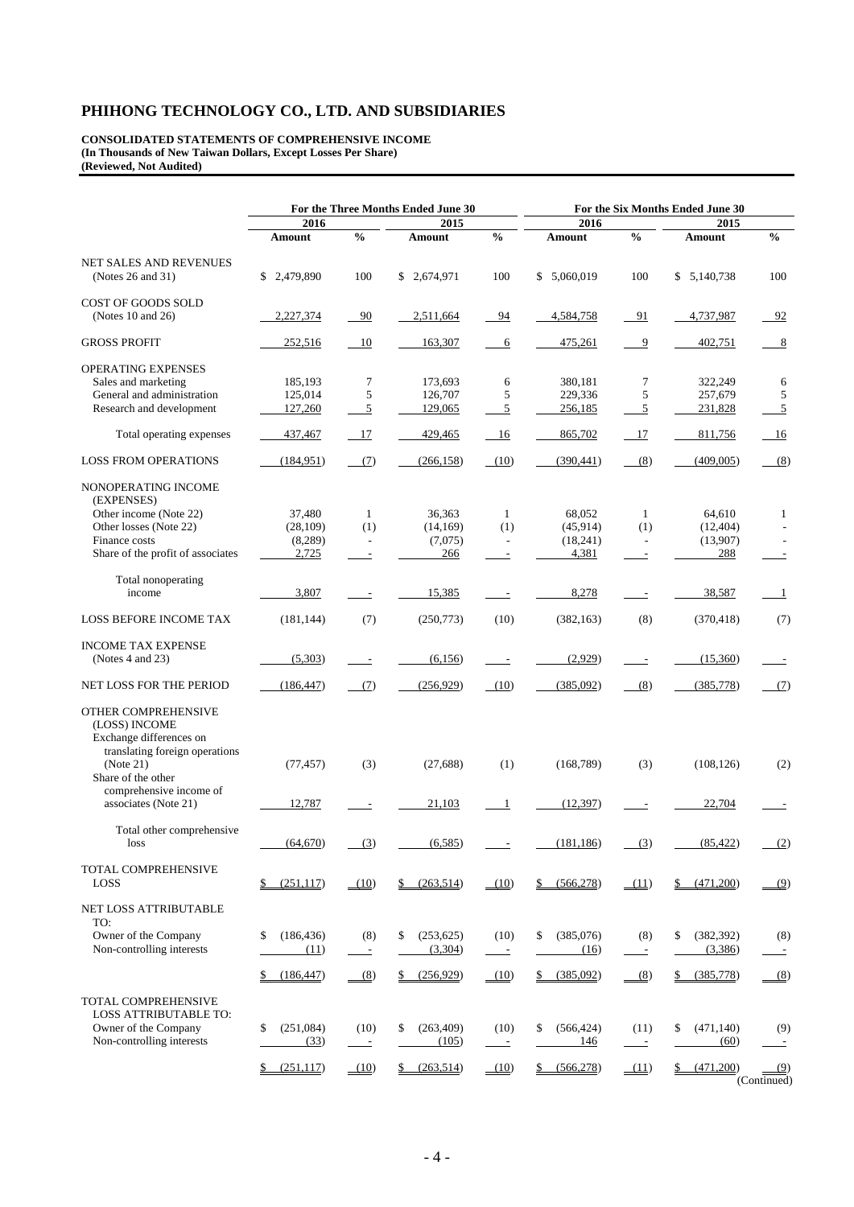# PHIHONG TECHNOLOGY CO., LTD. AND SUBSIDIARIES

**CONSOLIDATED STATEMENTS OF COMPREHENSIVE INCOME**
**(In Thousands of New Taiwan Dollars, Except Losses Per Share)**
**(Reviewed, Not Audited)**

| | For the Three Months Ended June 30 | | | | For the Six Months Ended June 30 | | | |
|---|---|---|---|---|---|---|---|---|
| | 2016 | | 2015 | | 2016 | | 2015 | |
| | Amount | % | Amount | % | Amount | % | Amount | % |
| NET SALES AND REVENUES (Notes 26 and 31) | $ 2,479,890 | 100 | $ 2,674,971 | 100 | $ 5,060,019 | 100 | $ 5,140,738 | 100 |
| COST OF GOODS SOLD (Notes 10 and 26) | 2,227,374 | 90 | 2,511,664 | 94 | 4,584,758 | 91 | 4,737,987 | 92 |
| GROSS PROFIT | 252,516 | 10 | 163,307 | 6 | 475,261 | 9 | 402,751 | 8 |
| OPERATING EXPENSES | | | | | | | | |
| Sales and marketing | 185,193 | 7 | 173,693 | 6 | 380,181 | 7 | 322,249 | 6 |
| General and administration | 125,014 | 5 | 126,707 | 5 | 229,336 | 5 | 257,679 | 5 |
| Research and development | 127,260 | 5 | 129,065 | 5 | 256,185 | 5 | 231,828 | 5 |
| Total operating expenses | 437,467 | 17 | 429,465 | 16 | 865,702 | 17 | 811,756 | 16 |
| LOSS FROM OPERATIONS | (184,951) | (7) | (266,158) | (10) | (390,441) | (8) | (409,005) | (8) |
| NONOPERATING INCOME (EXPENSES) | | | | | | | | |
| Other income (Note 22) | 37,480 | 1 | 36,363 | 1 | 68,052 | 1 | 64,610 | 1 |
| Other losses (Note 22) | (28,109) | (1) | (14,169) | (1) | (45,914) | (1) | (12,404) | - |
| Finance costs | (8,289) | - | (7,075) | - | (18,241) | - | (13,907) | - |
| Share of the profit of associates | 2,725 | - | 266 | - | 4,381 | - | 288 | - |
| Total nonoperating income | 3,807 | - | 15,385 | - | 8,278 | - | 38,587 | 1 |
| LOSS BEFORE INCOME TAX | (181,144) | (7) | (250,773) | (10) | (382,163) | (8) | (370,418) | (7) |
| INCOME TAX EXPENSE (Notes 4 and 23) | (5,303) | - | (6,156) | - | (2,929) | - | (15,360) | - |
| NET LOSS FOR THE PERIOD | (186,447) | (7) | (256,929) | (10) | (385,092) | (8) | (385,778) | (7) |
| OTHER COMPREHENSIVE (LOSS) INCOME | | | | | | | | |
| Exchange differences on translating foreign operations (Note 21) | (77,457) | (3) | (27,688) | (1) | (168,789) | (3) | (108,126) | (2) |
| Share of the other comprehensive income of associates (Note 21) | 12,787 | - | 21,103 | 1 | (12,397) | - | 22,704 | - |
| Total other comprehensive loss | (64,670) | (3) | (6,585) | - | (181,186) | (3) | (85,422) | (2) |
| TOTAL COMPREHENSIVE LOSS | $ (251,117) | (10) | $ (263,514) | (10) | $ (566,278) | (11) | $ (471,200) | (9) |
| NET LOSS ATTRIBUTABLE TO: | | | | | | | | |
| Owner of the Company | $ (186,436) | (8) | $ (253,625) | (10) | $ (385,076) | (8) | $ (382,392) | (8) |
| Non-controlling interests | (11) | - | (3,304) | - | (16) | - | (3,386) | - |
| | $ (186,447) | (8) | $ (256,929) | (10) | $ (385,092) | (8) | $ (385,778) | (8) |
| TOTAL COMPREHENSIVE LOSS ATTRIBUTABLE TO: | | | | | | | | |
| Owner of the Company | $ (251,084) | (10) | $ (263,409) | (10) | $ (566,424) | (11) | $ (471,140) | (9) |
| Non-controlling interests | (33) | - | (105) | - | 146 | - | (60) | - |
| | $ (251,117) | (10) | $ (263,514) | (10) | $ (566,278) | (11) | $ (471,200) | (9) |

(Continued)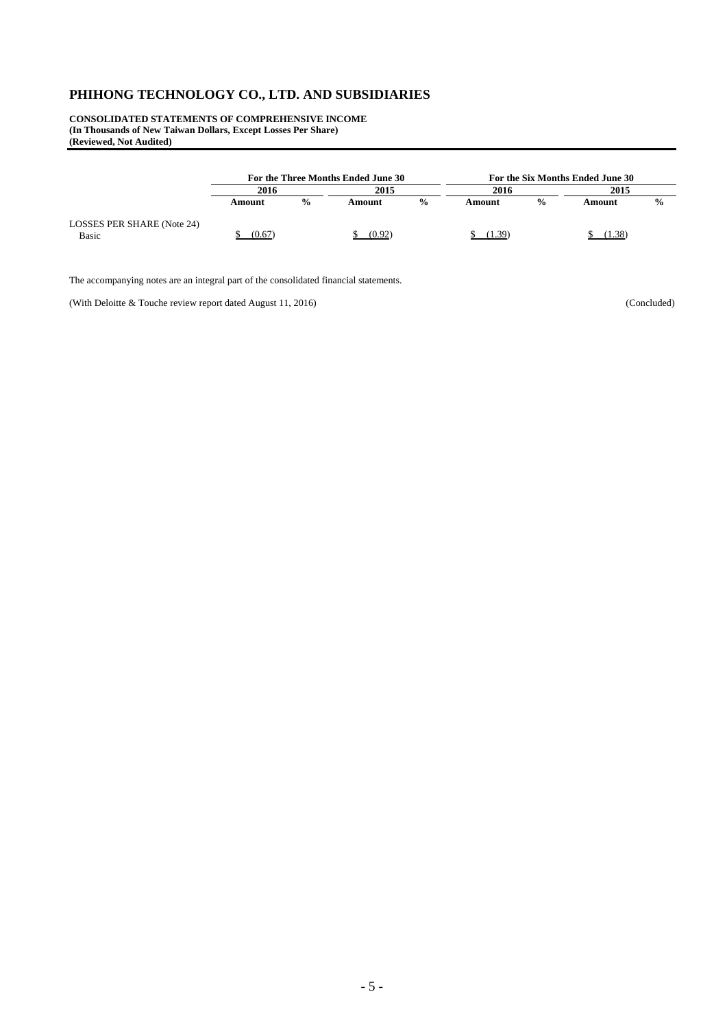# PHIHONG TECHNOLOGY CO., LTD. AND SUBSIDIARIES

**CONSOLIDATED STATEMENTS OF COMPREHENSIVE INCOME**
**(In Thousands of New Taiwan Dollars, Except Losses Per Share)**
**(Reviewed, Not Audited)**

| | For the Three Months Ended June 30 | | | | For the Six Months Ended June 30 | | | |
|---|---|---|---|---|---|---|---|---|
| | 2016 | | 2015 | | 2016 | | 2015 | |
| | Amount | % | Amount | % | Amount | % | Amount | % |
| LOSSES PER SHARE (Note 24) | | | | | | | | |
| Basic | $ (0.67) | | $ (0.92) | | $ (1.39) | | $ (1.38) | |

The accompanying notes are an integral part of the consolidated financial statements.

(With Deloitte & Touche review report dated August 11, 2016)

(Concluded)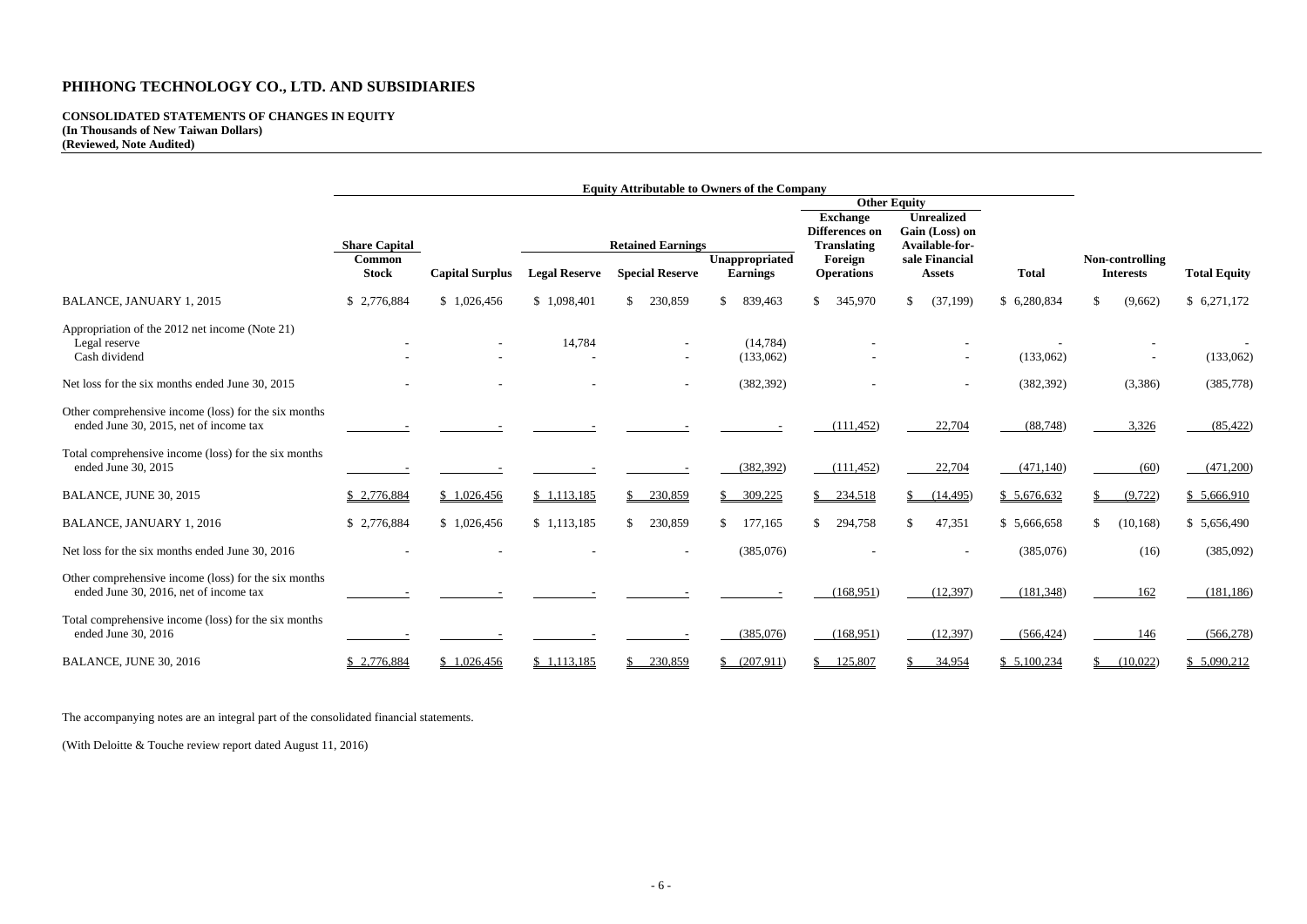# PHIHONG TECHNOLOGY CO., LTD. AND SUBSIDIARIES

**CONSOLIDATED STATEMENTS OF CHANGES IN EQUITY**
**(In Thousands of New Taiwan Dollars)**
**(Reviewed, Note Audited)**

| | Equity Attributable to Owners of the Company | | | | | | | | | |
|---|---|---|---|---|---|---|---|---|---|---|
| | | | | | | Other Equity | | | | |
| | Share Capital | | Retained Earnings | | | Exchange Differences on Translating Foreign Operations | Unrealized Gain (Loss) on Available-for-sale Financial Assets | | | |
| | Common Stock | Capital Surplus | Legal Reserve | Special Reserve | Unappropriated Earnings | | | Total | Non-controlling Interests | Total Equity |
| BALANCE, JANUARY 1, 2015 | $ 2,776,884 | $ 1,026,456 | $ 1,098,401 | $ 230,859 | $ 839,463 | $ 345,970 | $ (37,199) | $ 6,280,834 | $ (9,662) | $ 6,271,172 |
| Appropriation of the 2012 net income (Note 21) | | | | | | | | | | |
| Legal reserve | - | - | 14,784 | - | (14,784) | - | - | - | - | - |
| Cash dividend | - | - | - | - | (133,062) | - | - | (133,062) | - | (133,062) |
| Net loss for the six months ended June 30, 2015 | - | - | - | - | (382,392) | - | - | (382,392) | (3,386) | (385,778) |
| Other comprehensive income (loss) for the six months ended June 30, 2015, net of income tax | - | - | - | - | - | (111,452) | 22,704 | (88,748) | 3,326 | (85,422) |
| Total comprehensive income (loss) for the six months ended June 30, 2015 | - | - | - | - | (382,392) | (111,452) | 22,704 | (471,140) | (60) | (471,200) |
| BALANCE, JUNE 30, 2015 | $ 2,776,884 | $ 1,026,456 | $ 1,113,185 | $ 230,859 | $ 309,225 | $ 234,518 | $ (14,495) | $ 5,676,632 | $ (9,722) | $ 5,666,910 |
| BALANCE, JANUARY 1, 2016 | $ 2,776,884 | $ 1,026,456 | $ 1,113,185 | $ 230,859 | $ 177,165 | $ 294,758 | $ 47,351 | $ 5,666,658 | $ (10,168) | $ 5,656,490 |
| Net loss for the six months ended June 30, 2016 | - | - | - | - | (385,076) | - | - | (385,076) | (16) | (385,092) |
| Other comprehensive income (loss) for the six months ended June 30, 2016, net of income tax | - | - | - | - | - | (168,951) | (12,397) | (181,348) | 162 | (181,186) |
| Total comprehensive income (loss) for the six months ended June 30, 2016 | - | - | - | - | (385,076) | (168,951) | (12,397) | (566,424) | 146 | (566,278) |
| BALANCE, JUNE 30, 2016 | $ 2,776,884 | $ 1,026,456 | $ 1,113,185 | $ 230,859 | $ (207,911) | $ 125,807 | $ 34,954 | $ 5,100,234 | $ (10,022) | $ 5,090,212 |

The accompanying notes are an integral part of the consolidated financial statements.

(With Deloitte & Touche review report dated August 11, 2016)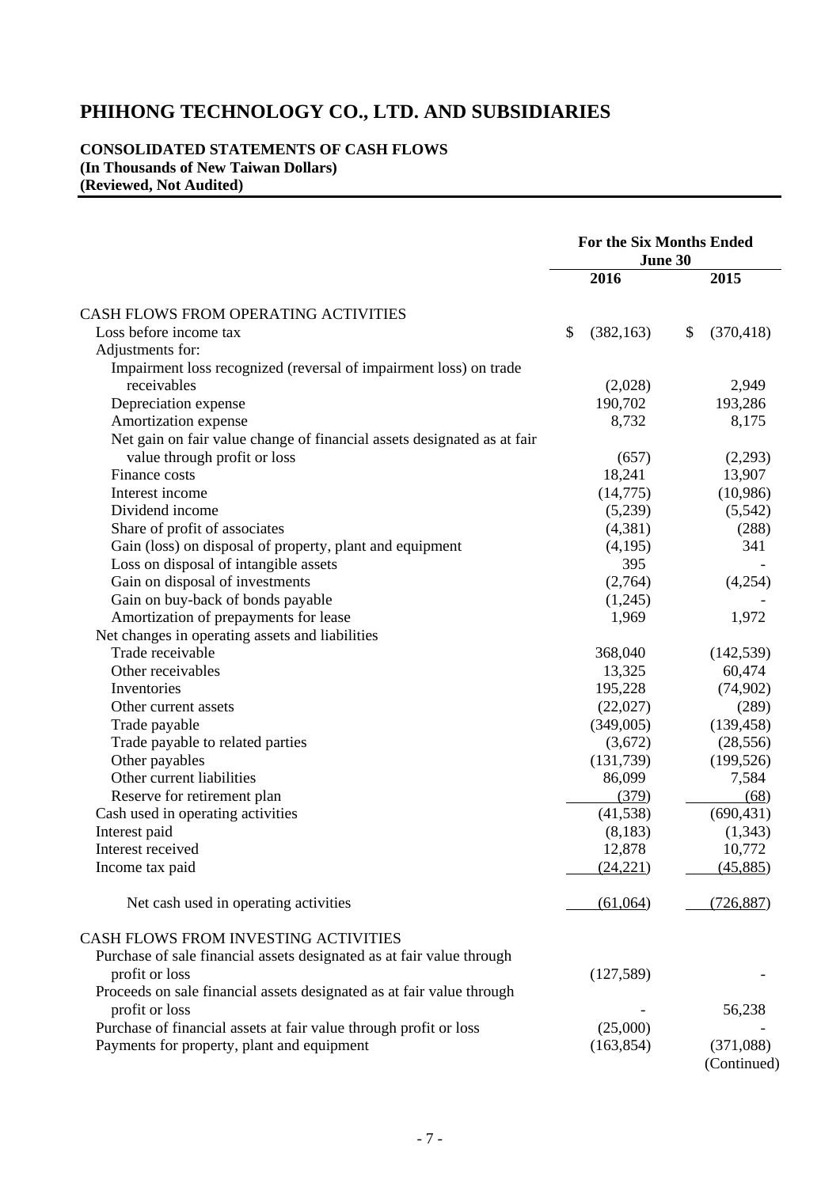# PHIHONG TECHNOLOGY CO., LTD. AND SUBSIDIARIES

**CONSOLIDATED STATEMENTS OF CASH FLOWS**
**(In Thousands of New Taiwan Dollars)**
**(Reviewed, Not Audited)**

| | For the Six Months Ended June 30 | |
|---|---|---|
| | 2016 | 2015 |
| CASH FLOWS FROM OPERATING ACTIVITIES | | |
| Loss before income tax | $ (382,163) | $ (370,418) |
| Adjustments for: | | |
| Impairment loss recognized (reversal of impairment loss) on trade receivables | (2,028) | 2,949 |
| Depreciation expense | 190,702 | 193,286 |
| Amortization expense | 8,732 | 8,175 |
| Net gain on fair value change of financial assets designated as at fair value through profit or loss | (657) | (2,293) |
| Finance costs | 18,241 | 13,907 |
| Interest income | (14,775) | (10,986) |
| Dividend income | (5,239) | (5,542) |
| Share of profit of associates | (4,381) | (288) |
| Gain (loss) on disposal of property, plant and equipment | (4,195) | 341 |
| Loss on disposal of intangible assets | 395 | - |
| Gain on disposal of investments | (2,764) | (4,254) |
| Gain on buy-back of bonds payable | (1,245) | - |
| Amortization of prepayments for lease | 1,969 | 1,972 |
| Net changes in operating assets and liabilities | | |
| Trade receivable | 368,040 | (142,539) |
| Other receivables | 13,325 | 60,474 |
| Inventories | 195,228 | (74,902) |
| Other current assets | (22,027) | (289) |
| Trade payable | (349,005) | (139,458) |
| Trade payable to related parties | (3,672) | (28,556) |
| Other payables | (131,739) | (199,526) |
| Other current liabilities | 86,099 | 7,584 |
| Reserve for retirement plan | (379) | (68) |
| Cash used in operating activities | (41,538) | (690,431) |
| Interest paid | (8,183) | (1,343) |
| Interest received | 12,878 | 10,772 |
| Income tax paid | (24,221) | (45,885) |
| Net cash used in operating activities | (61,064) | (726,887) |
| CASH FLOWS FROM INVESTING ACTIVITIES | | |
| Purchase of sale financial assets designated as at fair value through profit or loss | (127,589) | - |
| Proceeds on sale financial assets designated as at fair value through profit or loss | - | 56,238 |
| Purchase of financial assets at fair value through profit or loss | (25,000) | - |
| Payments for property, plant and equipment | (163,854) | (371,088) |

(Continued)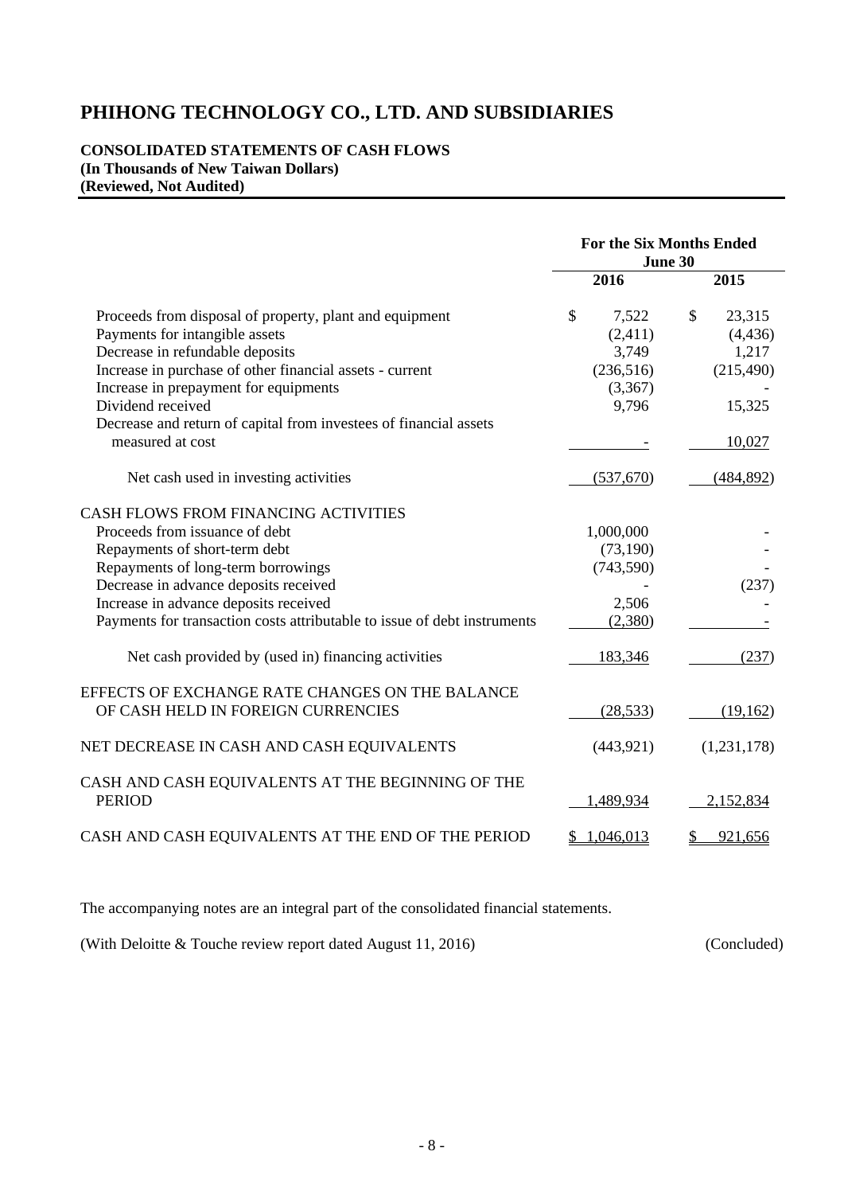# PHIHONG TECHNOLOGY CO., LTD. AND SUBSIDIARIES

**CONSOLIDATED STATEMENTS OF CASH FLOWS**
**(In Thousands of New Taiwan Dollars)**
**(Reviewed, Not Audited)**

| | For the Six Months Ended June 30 | |
|---|---|---|
| | 2016 | 2015 |
| Proceeds from disposal of property, plant and equipment | $ 7,522 | $ 23,315 |
| Payments for intangible assets | (2,411) | (4,436) |
| Decrease in refundable deposits | 3,749 | 1,217 |
| Increase in purchase of other financial assets - current | (236,516) | (215,490) |
| Increase in prepayment for equipments | (3,367) | - |
| Dividend received | 9,796 | 15,325 |
| Decrease and return of capital from investees of financial assets measured at cost | - | 10,027 |
| Net cash used in investing activities | (537,670) | (484,892) |
| CASH FLOWS FROM FINANCING ACTIVITIES | | |
| Proceeds from issuance of debt | 1,000,000 | - |
| Repayments of short-term debt | (73,190) | - |
| Repayments of long-term borrowings | (743,590) | - |
| Decrease in advance deposits received | - | (237) |
| Increase in advance deposits received | 2,506 | - |
| Payments for transaction costs attributable to issue of debt instruments | (2,380) | - |
| Net cash provided by (used in) financing activities | 183,346 | (237) |
| EFFECTS OF EXCHANGE RATE CHANGES ON THE BALANCE OF CASH HELD IN FOREIGN CURRENCIES | (28,533) | (19,162) |
| NET DECREASE IN CASH AND CASH EQUIVALENTS | (443,921) | (1,231,178) |
| CASH AND CASH EQUIVALENTS AT THE BEGINNING OF THE PERIOD | 1,489,934 | 2,152,834 |
| CASH AND CASH EQUIVALENTS AT THE END OF THE PERIOD | $ 1,046,013 | $ 921,656 |

The accompanying notes are an integral part of the consolidated financial statements.

(With Deloitte & Touche review report dated August 11, 2016) (Concluded)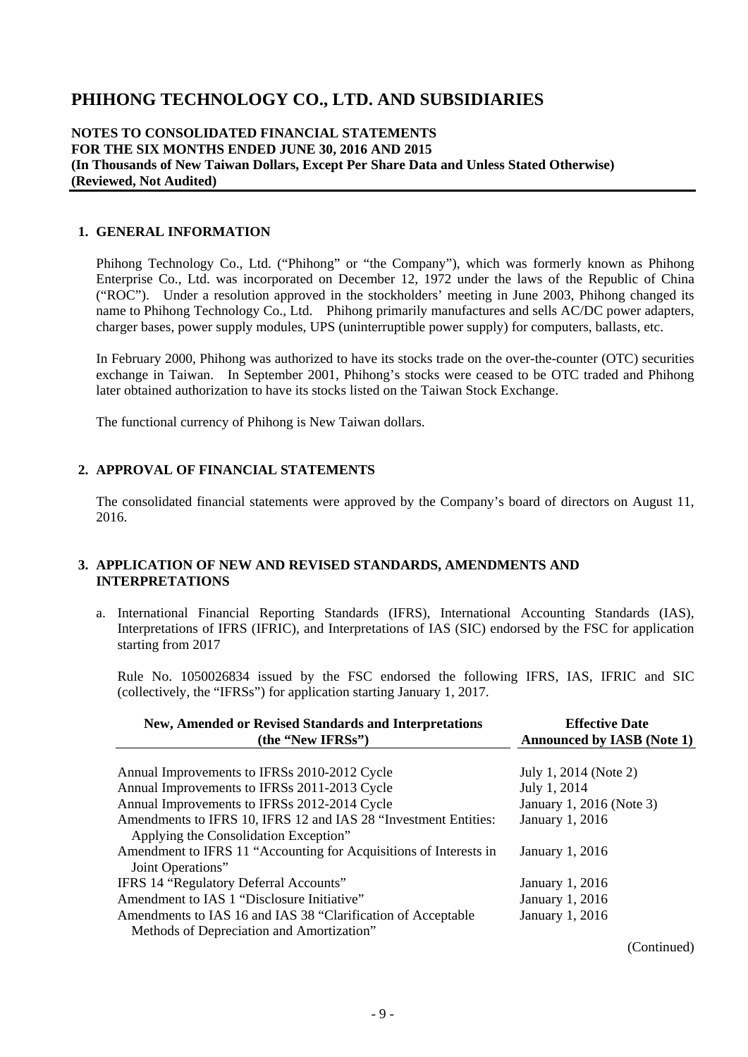# PHIHONG TECHNOLOGY CO., LTD. AND SUBSIDIARIES

**NOTES TO CONSOLIDATED FINANCIAL STATEMENTS**
**FOR THE SIX MONTHS ENDED JUNE 30, 2016 AND 2015**
**(In Thousands of New Taiwan Dollars, Except Per Share Data and Unless Stated Otherwise)**
**(Reviewed, Not Audited)**

## 1. GENERAL INFORMATION

Phihong Technology Co., Ltd. ("Phihong" or "the Company"), which was formerly known as Phihong Enterprise Co., Ltd. was incorporated on December 12, 1972 under the laws of the Republic of China ("ROC"). Under a resolution approved in the stockholders' meeting in June 2003, Phihong changed its name to Phihong Technology Co., Ltd. Phihong primarily manufactures and sells AC/DC power adapters, charger bases, power supply modules, UPS (uninterruptible power supply) for computers, ballasts, etc.

In February 2000, Phihong was authorized to have its stocks trade on the over-the-counter (OTC) securities exchange in Taiwan. In September 2001, Phihong's stocks were ceased to be OTC traded and Phihong later obtained authorization to have its stocks listed on the Taiwan Stock Exchange.

The functional currency of Phihong is New Taiwan dollars.

## 2. APPROVAL OF FINANCIAL STATEMENTS

The consolidated financial statements were approved by the Company's board of directors on August 11, 2016.

## 3. APPLICATION OF NEW AND REVISED STANDARDS, AMENDMENTS AND INTERPRETATIONS

a. International Financial Reporting Standards (IFRS), International Accounting Standards (IAS), Interpretations of IFRS (IFRIC), and Interpretations of IAS (SIC) endorsed by the FSC for application starting from 2017

Rule No. 1050026834 issued by the FSC endorsed the following IFRS, IAS, IFRIC and SIC (collectively, the "IFRSs") for application starting January 1, 2017.

| New, Amended or Revised Standards and Interpretations (the "New IFRSs") | Effective Date Announced by IASB (Note 1) |
|---|---|
| Annual Improvements to IFRSs 2010-2012 Cycle | July 1, 2014 (Note 2) |
| Annual Improvements to IFRSs 2011-2013 Cycle | July 1, 2014 |
| Annual Improvements to IFRSs 2012-2014 Cycle | January 1, 2016 (Note 3) |
| Amendments to IFRS 10, IFRS 12 and IAS 28 "Investment Entities: Applying the Consolidation Exception" | January 1, 2016 |
| Amendment to IFRS 11 "Accounting for Acquisitions of Interests in Joint Operations" | January 1, 2016 |
| IFRS 14 "Regulatory Deferral Accounts" | January 1, 2016 |
| Amendment to IAS 1 "Disclosure Initiative" | January 1, 2016 |
| Amendments to IAS 16 and IAS 38 "Clarification of Acceptable Methods of Depreciation and Amortization" | January 1, 2016 |

(Continued)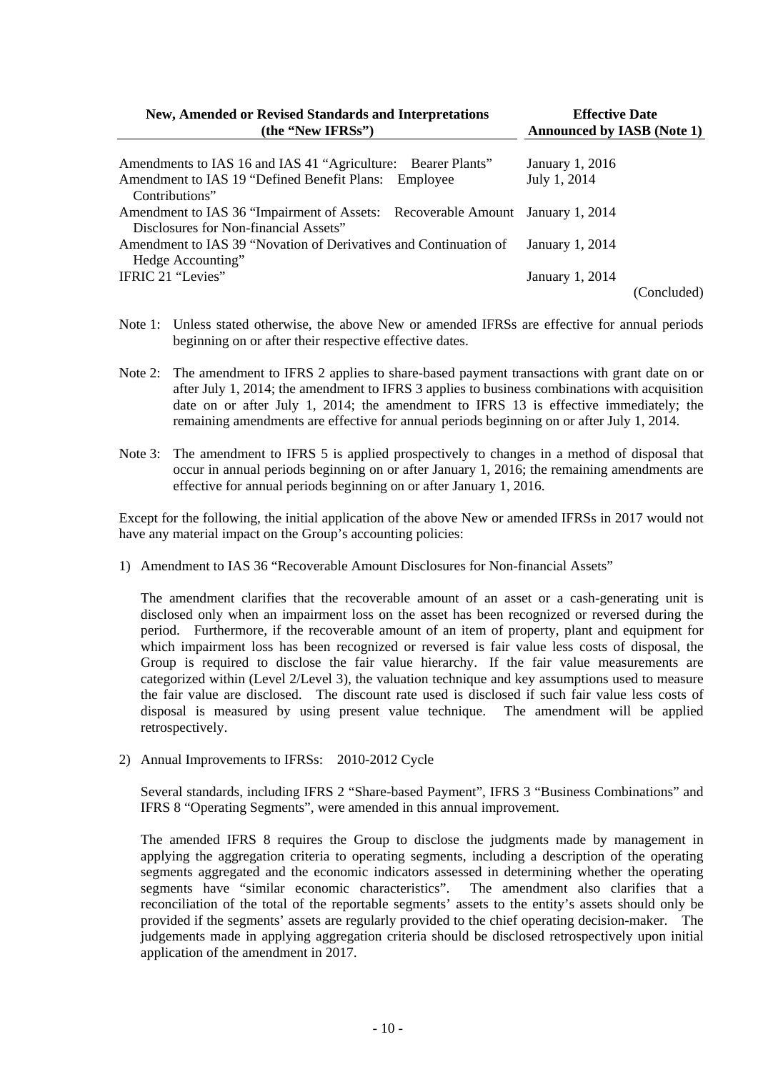| New, Amended or Revised Standards and Interpretations (the "New IFRSs") | Effective Date Announced by IASB (Note 1) |
|---|---|
| Amendments to IAS 16 and IAS 41 "Agriculture: Bearer Plants" | January 1, 2016 |
| Amendment to IAS 19 "Defined Benefit Plans: Employee Contributions" | July 1, 2014 |
| Amendment to IAS 36 "Impairment of Assets: Recoverable Amount Disclosures for Non-financial Assets" | January 1, 2014 |
| Amendment to IAS 39 "Novation of Derivatives and Continuation of Hedge Accounting" | January 1, 2014 |
| IFRIC 21 "Levies" | January 1, 2014 |

(Concluded)

Note 1: Unless stated otherwise, the above New or amended IFRSs are effective for annual periods beginning on or after their respective effective dates.

Note 2: The amendment to IFRS 2 applies to share-based payment transactions with grant date on or after July 1, 2014; the amendment to IFRS 3 applies to business combinations with acquisition date on or after July 1, 2014; the amendment to IFRS 13 is effective immediately; the remaining amendments are effective for annual periods beginning on or after July 1, 2014.

Note 3: The amendment to IFRS 5 is applied prospectively to changes in a method of disposal that occur in annual periods beginning on or after January 1, 2016; the remaining amendments are effective for annual periods beginning on or after January 1, 2016.

Except for the following, the initial application of the above New or amended IFRSs in 2017 would not have any material impact on the Group's accounting policies:

1) Amendment to IAS 36 "Recoverable Amount Disclosures for Non-financial Assets"

   The amendment clarifies that the recoverable amount of an asset or a cash-generating unit is disclosed only when an impairment loss on the asset has been recognized or reversed during the period. Furthermore, if the recoverable amount of an item of property, plant and equipment for which impairment loss has been recognized or reversed is fair value less costs of disposal, the Group is required to disclose the fair value hierarchy. If the fair value measurements are categorized within (Level 2/Level 3), the valuation technique and key assumptions used to measure the fair value are disclosed. The discount rate used is disclosed if such fair value less costs of disposal is measured by using present value technique. The amendment will be applied retrospectively.

2) Annual Improvements to IFRSs: 2010-2012 Cycle

   Several standards, including IFRS 2 "Share-based Payment", IFRS 3 "Business Combinations" and IFRS 8 "Operating Segments", were amended in this annual improvement.

   The amended IFRS 8 requires the Group to disclose the judgments made by management in applying the aggregation criteria to operating segments, including a description of the operating segments aggregated and the economic indicators assessed in determining whether the operating segments have "similar economic characteristics". The amendment also clarifies that a reconciliation of the total of the reportable segments' assets to the entity's assets should only be provided if the segments' assets are regularly provided to the chief operating decision-maker. The judgements made in applying aggregation criteria should be disclosed retrospectively upon initial application of the amendment in 2017.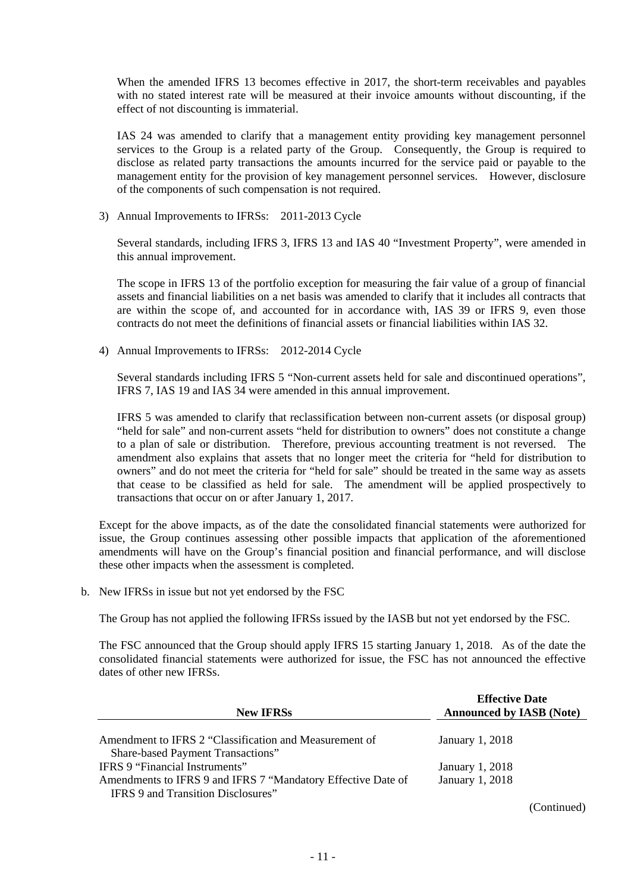When the amended IFRS 13 becomes effective in 2017, the short-term receivables and payables with no stated interest rate will be measured at their invoice amounts without discounting, if the effect of not discounting is immaterial.

IAS 24 was amended to clarify that a management entity providing key management personnel services to the Group is a related party of the Group. Consequently, the Group is required to disclose as related party transactions the amounts incurred for the service paid or payable to the management entity for the provision of key management personnel services. However, disclosure of the components of such compensation is not required.

3) Annual Improvements to IFRSs: 2011-2013 Cycle

Several standards, including IFRS 3, IFRS 13 and IAS 40 "Investment Property", were amended in this annual improvement.

The scope in IFRS 13 of the portfolio exception for measuring the fair value of a group of financial assets and financial liabilities on a net basis was amended to clarify that it includes all contracts that are within the scope of, and accounted for in accordance with, IAS 39 or IFRS 9, even those contracts do not meet the definitions of financial assets or financial liabilities within IAS 32.

4) Annual Improvements to IFRSs: 2012-2014 Cycle

Several standards including IFRS 5 "Non-current assets held for sale and discontinued operations", IFRS 7, IAS 19 and IAS 34 were amended in this annual improvement.

IFRS 5 was amended to clarify that reclassification between non-current assets (or disposal group) "held for sale" and non-current assets "held for distribution to owners" does not constitute a change to a plan of sale or distribution. Therefore, previous accounting treatment is not reversed. The amendment also explains that assets that no longer meet the criteria for "held for distribution to owners" and do not meet the criteria for "held for sale" should be treated in the same way as assets that cease to be classified as held for sale. The amendment will be applied prospectively to transactions that occur on or after January 1, 2017.

Except for the above impacts, as of the date the consolidated financial statements were authorized for issue, the Group continues assessing other possible impacts that application of the aforementioned amendments will have on the Group's financial position and financial performance, and will disclose these other impacts when the assessment is completed.

b. New IFRSs in issue but not yet endorsed by the FSC

The Group has not applied the following IFRSs issued by the IASB but not yet endorsed by the FSC.

The FSC announced that the Group should apply IFRS 15 starting January 1, 2018. As of the date the consolidated financial statements were authorized for issue, the FSC has not announced the effective dates of other new IFRSs.

| New IFRSs | Effective Date Announced by IASB (Note) |
|---|---|
| Amendment to IFRS 2 "Classification and Measurement of Share-based Payment Transactions" | January 1, 2018 |
| IFRS 9 "Financial Instruments" | January 1, 2018 |
| Amendments to IFRS 9 and IFRS 7 "Mandatory Effective Date of IFRS 9 and Transition Disclosures" | January 1, 2018 |

(Continued)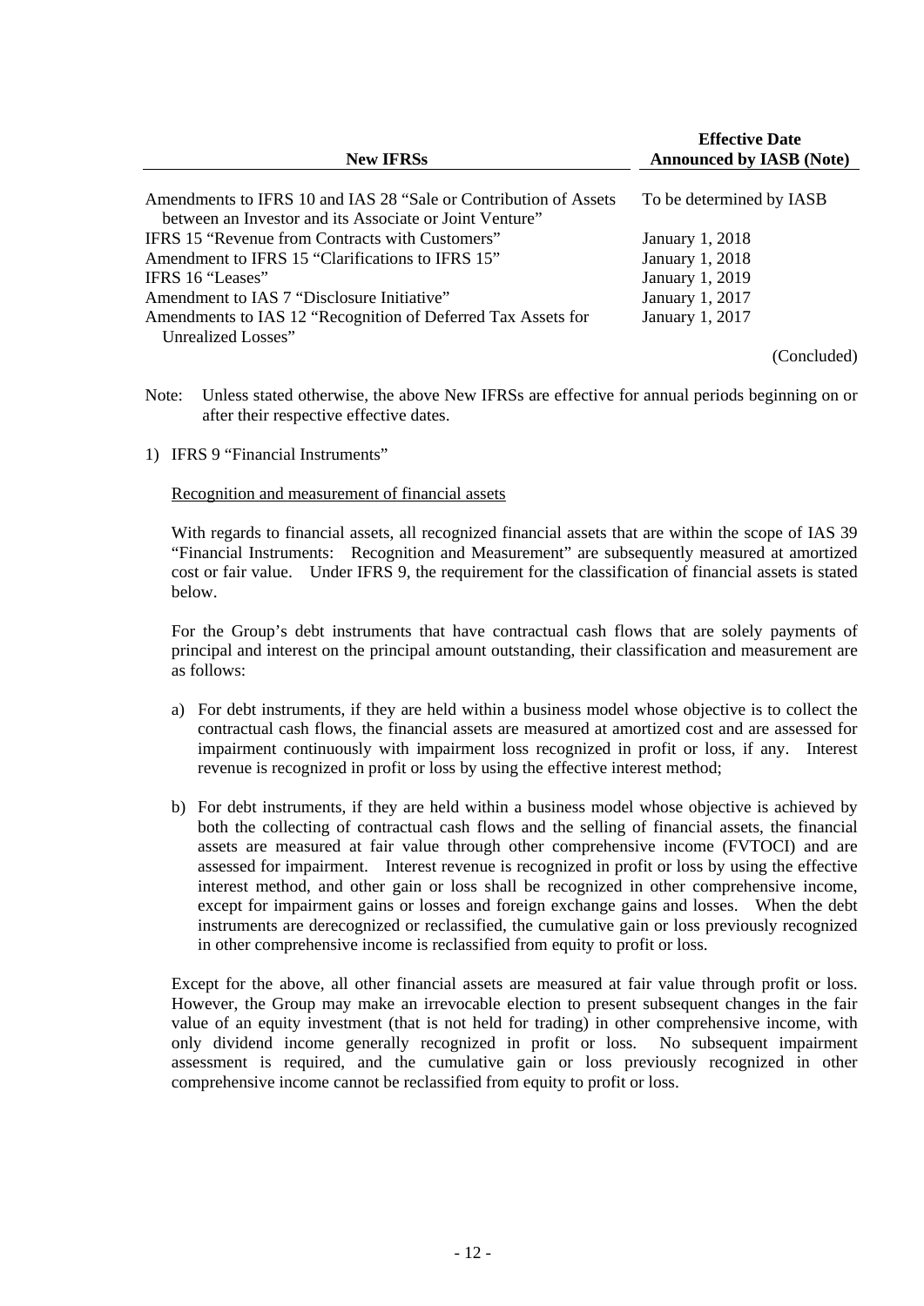| New IFRSs | Effective Date Announced by IASB (Note) |
| --- | --- |
| Amendments to IFRS 10 and IAS 28 "Sale or Contribution of Assets between an Investor and its Associate or Joint Venture" | To be determined by IASB |
| IFRS 15 "Revenue from Contracts with Customers" | January 1, 2018 |
| Amendment to IFRS 15 "Clarifications to IFRS 15" | January 1, 2018 |
| IFRS 16 "Leases" | January 1, 2019 |
| Amendment to IAS 7 "Disclosure Initiative" | January 1, 2017 |
| Amendments to IAS 12 "Recognition of Deferred Tax Assets for Unrealized Losses" | January 1, 2017 |

(Concluded)

Note: Unless stated otherwise, the above New IFRSs are effective for annual periods beginning on or after their respective effective dates.

1) IFRS 9 "Financial Instruments"

Recognition and measurement of financial assets

With regards to financial assets, all recognized financial assets that are within the scope of IAS 39 "Financial Instruments: Recognition and Measurement" are subsequently measured at amortized cost or fair value. Under IFRS 9, the requirement for the classification of financial assets is stated below.

For the Group's debt instruments that have contractual cash flows that are solely payments of principal and interest on the principal amount outstanding, their classification and measurement are as follows:

a) For debt instruments, if they are held within a business model whose objective is to collect the contractual cash flows, the financial assets are measured at amortized cost and are assessed for impairment continuously with impairment loss recognized in profit or loss, if any. Interest revenue is recognized in profit or loss by using the effective interest method;

b) For debt instruments, if they are held within a business model whose objective is achieved by both the collecting of contractual cash flows and the selling of financial assets, the financial assets are measured at fair value through other comprehensive income (FVTOCI) and are assessed for impairment. Interest revenue is recognized in profit or loss by using the effective interest method, and other gain or loss shall be recognized in other comprehensive income, except for impairment gains or losses and foreign exchange gains and losses. When the debt instruments are derecognized or reclassified, the cumulative gain or loss previously recognized in other comprehensive income is reclassified from equity to profit or loss.

Except for the above, all other financial assets are measured at fair value through profit or loss. However, the Group may make an irrevocable election to present subsequent changes in the fair value of an equity investment (that is not held for trading) in other comprehensive income, with only dividend income generally recognized in profit or loss. No subsequent impairment assessment is required, and the cumulative gain or loss previously recognized in other comprehensive income cannot be reclassified from equity to profit or loss.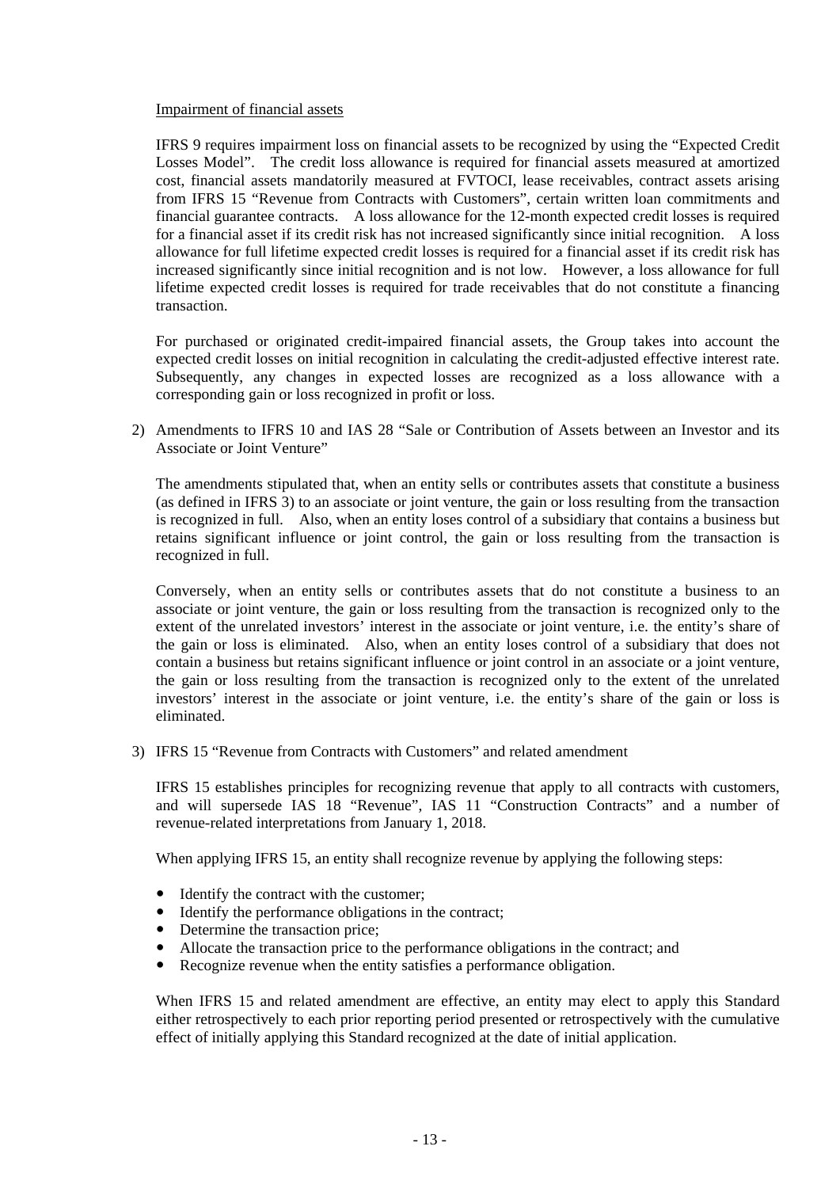Impairment of financial assets

IFRS 9 requires impairment loss on financial assets to be recognized by using the "Expected Credit Losses Model". The credit loss allowance is required for financial assets measured at amortized cost, financial assets mandatorily measured at FVTOCI, lease receivables, contract assets arising from IFRS 15 "Revenue from Contracts with Customers", certain written loan commitments and financial guarantee contracts. A loss allowance for the 12-month expected credit losses is required for a financial asset if its credit risk has not increased significantly since initial recognition. A loss allowance for full lifetime expected credit losses is required for a financial asset if its credit risk has increased significantly since initial recognition and is not low. However, a loss allowance for full lifetime expected credit losses is required for trade receivables that do not constitute a financing transaction.

For purchased or originated credit-impaired financial assets, the Group takes into account the expected credit losses on initial recognition in calculating the credit-adjusted effective interest rate. Subsequently, any changes in expected losses are recognized as a loss allowance with a corresponding gain or loss recognized in profit or loss.

2) Amendments to IFRS 10 and IAS 28 "Sale or Contribution of Assets between an Investor and its Associate or Joint Venture"

The amendments stipulated that, when an entity sells or contributes assets that constitute a business (as defined in IFRS 3) to an associate or joint venture, the gain or loss resulting from the transaction is recognized in full. Also, when an entity loses control of a subsidiary that contains a business but retains significant influence or joint control, the gain or loss resulting from the transaction is recognized in full.

Conversely, when an entity sells or contributes assets that do not constitute a business to an associate or joint venture, the gain or loss resulting from the transaction is recognized only to the extent of the unrelated investors' interest in the associate or joint venture, i.e. the entity's share of the gain or loss is eliminated. Also, when an entity loses control of a subsidiary that does not contain a business but retains significant influence or joint control in an associate or a joint venture, the gain or loss resulting from the transaction is recognized only to the extent of the unrelated investors' interest in the associate or joint venture, i.e. the entity's share of the gain or loss is eliminated.

3) IFRS 15 "Revenue from Contracts with Customers" and related amendment

IFRS 15 establishes principles for recognizing revenue that apply to all contracts with customers, and will supersede IAS 18 "Revenue", IAS 11 "Construction Contracts" and a number of revenue-related interpretations from January 1, 2018.

When applying IFRS 15, an entity shall recognize revenue by applying the following steps:

- Identify the contract with the customer;
- Identify the performance obligations in the contract;
- Determine the transaction price;
- Allocate the transaction price to the performance obligations in the contract; and
- Recognize revenue when the entity satisfies a performance obligation.

When IFRS 15 and related amendment are effective, an entity may elect to apply this Standard either retrospectively to each prior reporting period presented or retrospectively with the cumulative effect of initially applying this Standard recognized at the date of initial application.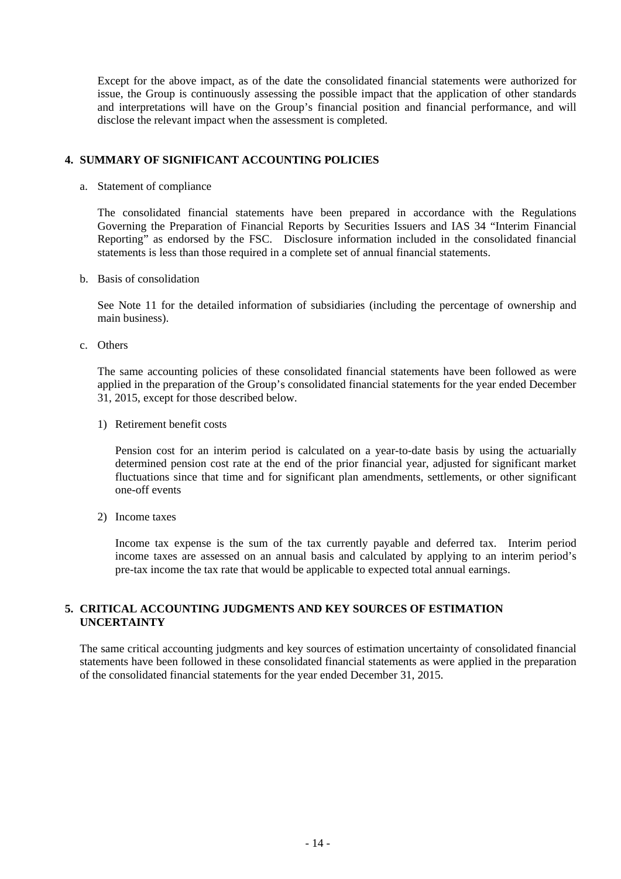Except for the above impact, as of the date the consolidated financial statements were authorized for issue, the Group is continuously assessing the possible impact that the application of other standards and interpretations will have on the Group's financial position and financial performance, and will disclose the relevant impact when the assessment is completed.

## 4. SUMMARY OF SIGNIFICANT ACCOUNTING POLICIES

a. Statement of compliance

The consolidated financial statements have been prepared in accordance with the Regulations Governing the Preparation of Financial Reports by Securities Issuers and IAS 34 "Interim Financial Reporting" as endorsed by the FSC. Disclosure information included in the consolidated financial statements is less than those required in a complete set of annual financial statements.

b. Basis of consolidation

See Note 11 for the detailed information of subsidiaries (including the percentage of ownership and main business).

c. Others

The same accounting policies of these consolidated financial statements have been followed as were applied in the preparation of the Group's consolidated financial statements for the year ended December 31, 2015, except for those described below.

1) Retirement benefit costs

Pension cost for an interim period is calculated on a year-to-date basis by using the actuarially determined pension cost rate at the end of the prior financial year, adjusted for significant market fluctuations since that time and for significant plan amendments, settlements, or other significant one-off events

2) Income taxes

Income tax expense is the sum of the tax currently payable and deferred tax. Interim period income taxes are assessed on an annual basis and calculated by applying to an interim period's pre-tax income the tax rate that would be applicable to expected total annual earnings.

## 5. CRITICAL ACCOUNTING JUDGMENTS AND KEY SOURCES OF ESTIMATION UNCERTAINTY

The same critical accounting judgments and key sources of estimation uncertainty of consolidated financial statements have been followed in these consolidated financial statements as were applied in the preparation of the consolidated financial statements for the year ended December 31, 2015.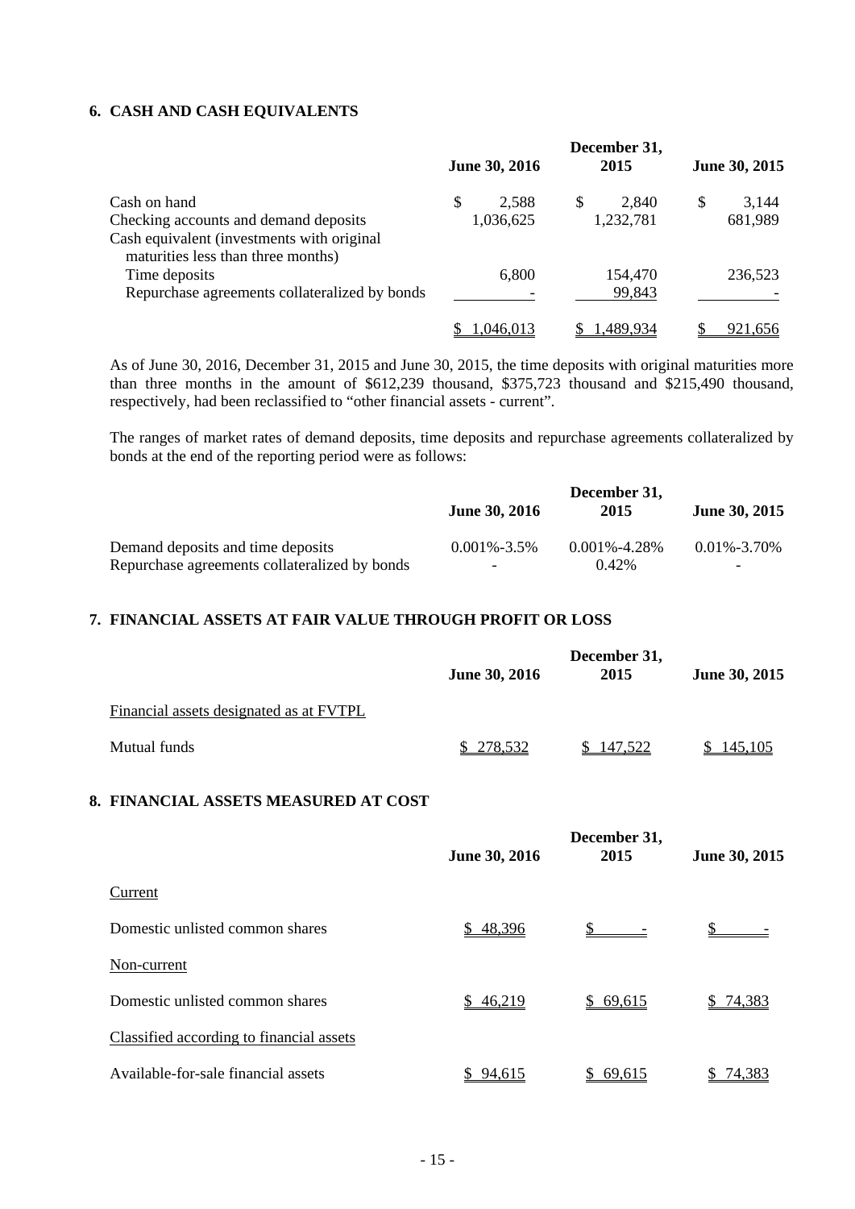## 6. CASH AND CASH EQUIVALENTS

| | June 30, 2016 | December 31, 2015 | June 30, 2015 |
|---|---|---|---|
| Cash on hand | $ 2,588 | $ 2,840 | $ 3,144 |
| Checking accounts and demand deposits | 1,036,625 | 1,232,781 | 681,989 |
| Cash equivalent (investments with original maturities less than three months) | | | |
| Time deposits | 6,800 | 154,470 | 236,523 |
| Repurchase agreements collateralized by bonds | - | 99,843 | - |
| | $ 1,046,013 | $ 1,489,934 | $ 921,656 |

As of June 30, 2016, December 31, 2015 and June 30, 2015, the time deposits with original maturities more than three months in the amount of $612,239 thousand, $375,723 thousand and $215,490 thousand, respectively, had been reclassified to "other financial assets - current".

The ranges of market rates of demand deposits, time deposits and repurchase agreements collateralized by bonds at the end of the reporting period were as follows:

| | June 30, 2016 | December 31, 2015 | June 30, 2015 |
|---|---|---|---|
| Demand deposits and time deposits | 0.001%-3.5% | 0.001%-4.28% | 0.01%-3.70% |
| Repurchase agreements collateralized by bonds | - | 0.42% | - |

## 7. FINANCIAL ASSETS AT FAIR VALUE THROUGH PROFIT OR LOSS

| | June 30, 2016 | December 31, 2015 | June 30, 2015 |
|---|---|---|---|
| Financial assets designated as at FVTPL | | | |
| Mutual funds | $ 278,532 | $ 147,522 | $ 145,105 |

## 8. FINANCIAL ASSETS MEASURED AT COST

| | June 30, 2016 | December 31, 2015 | June 30, 2015 |
|---|---|---|---|
| Current | | | |
| Domestic unlisted common shares | $ 48,396 | $ - | $ - |
| Non-current | | | |
| Domestic unlisted common shares | $ 46,219 | $ 69,615 | $ 74,383 |
| Classified according to financial assets | | | |
| Available-for-sale financial assets | $ 94,615 | $ 69,615 | $ 74,383 |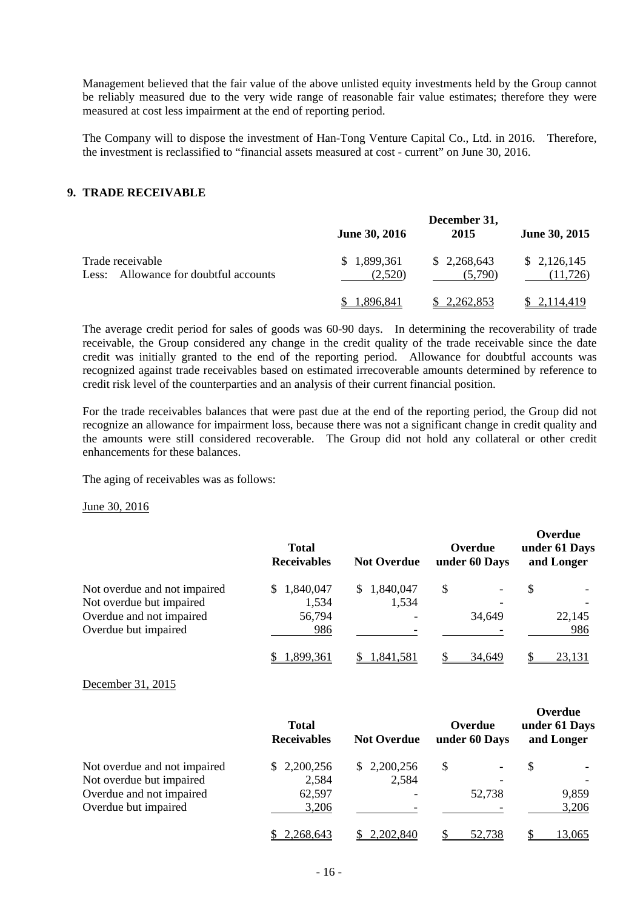Management believed that the fair value of the above unlisted equity investments held by the Group cannot be reliably measured due to the very wide range of reasonable fair value estimates; therefore they were measured at cost less impairment at the end of reporting period.

The Company will to dispose the investment of Han-Tong Venture Capital Co., Ltd. in 2016. Therefore, the investment is reclassified to "financial assets measured at cost - current" on June 30, 2016.

## 9. TRADE RECEIVABLE

| | June 30, 2016 | December 31, 2015 | June 30, 2015 |
|---|---|---|---|
| Trade receivable | $ 1,899,361 | $ 2,268,643 | $ 2,126,145 |
| Less: Allowance for doubtful accounts | (2,520) | (5,790) | (11,726) |
| | $ 1,896,841 | $ 2,262,853 | $ 2,114,419 |

The average credit period for sales of goods was 60-90 days. In determining the recoverability of trade receivable, the Group considered any change in the credit quality of the trade receivable since the date credit was initially granted to the end of the reporting period. Allowance for doubtful accounts was recognized against trade receivables based on estimated irrecoverable amounts determined by reference to credit risk level of the counterparties and an analysis of their current financial position.

For the trade receivables balances that were past due at the end of the reporting period, the Group did not recognize an allowance for impairment loss, because there was not a significant change in credit quality and the amounts were still considered recoverable. The Group did not hold any collateral or other credit enhancements for these balances.

The aging of receivables was as follows:

June 30, 2016

| | Total Receivables | Not Overdue | Overdue under 60 Days | Overdue under 61 Days and Longer |
|---|---|---|---|---|
| Not overdue and not impaired | $ 1,840,047 | $ 1,840,047 | $ - | $ - |
| Not overdue but impaired | 1,534 | 1,534 | - | - |
| Overdue and not impaired | 56,794 | - | 34,649 | 22,145 |
| Overdue but impaired | 986 | - | - | 986 |
| | $ 1,899,361 | $ 1,841,581 | $ 34,649 | $ 23,131 |

December 31, 2015

| | Total Receivables | Not Overdue | Overdue under 60 Days | Overdue under 61 Days and Longer |
|---|---|---|---|---|
| Not overdue and not impaired | $ 2,200,256 | $ 2,200,256 | $ - | $ - |
| Not overdue but impaired | 2,584 | 2,584 | - | - |
| Overdue and not impaired | 62,597 | - | 52,738 | 9,859 |
| Overdue but impaired | 3,206 | - | - | 3,206 |
| | $ 2,268,643 | $ 2,202,840 | $ 52,738 | $ 13,065 |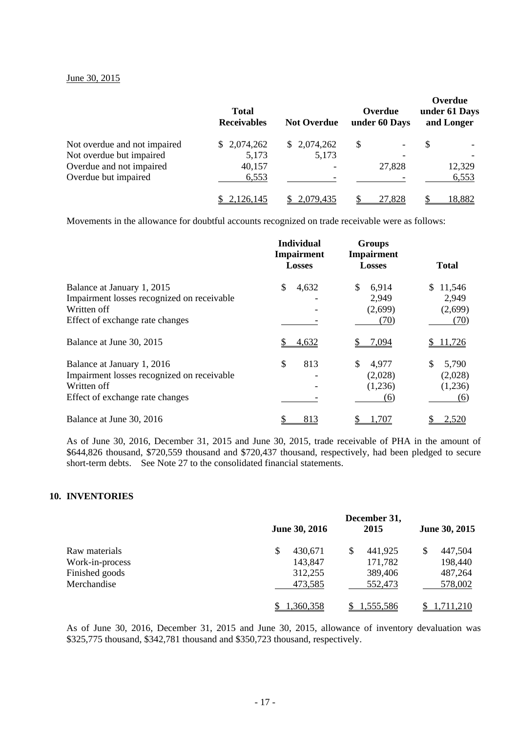June 30, 2015

| | Total Receivables | Not Overdue | Overdue under 60 Days | Overdue under 61 Days and Longer |
|---|---|---|---|---|
| Not overdue and not impaired | $ 2,074,262 | $ 2,074,262 | $ - | $ - |
| Not overdue but impaired | 5,173 | 5,173 | - | - |
| Overdue and not impaired | 40,157 | - | 27,828 | 12,329 |
| Overdue but impaired | 6,553 | - | - | 6,553 |
| | $ 2,126,145 | $ 2,079,435 | $ 27,828 | $ 18,882 |

Movements in the allowance for doubtful accounts recognized on trade receivable were as follows:

| | Individual Impairment Losses | Groups Impairment Losses | Total |
|---|---|---|---|
| Balance at January 1, 2015 | $ 4,632 | $ 6,914 | $ 11,546 |
| Impairment losses recognized on receivable | - | 2,949 | 2,949 |
| Written off | - | (2,699) | (2,699) |
| Effect of exchange rate changes | - | (70) | (70) |
| Balance at June 30, 2015 | $ 4,632 | $ 7,094 | $ 11,726 |
| Balance at January 1, 2016 | $ 813 | $ 4,977 | $ 5,790 |
| Impairment losses recognized on receivable | - | (2,028) | (2,028) |
| Written off | - | (1,236) | (1,236) |
| Effect of exchange rate changes | - | (6) | (6) |
| Balance at June 30, 2016 | $ 813 | $ 1,707 | $ 2,520 |

As of June 30, 2016, December 31, 2015 and June 30, 2015, trade receivable of PHA in the amount of $644,826 thousand, $720,559 thousand and $720,437 thousand, respectively, had been pledged to secure short-term debts. See Note 27 to the consolidated financial statements.

## 10. INVENTORIES

| | June 30, 2016 | December 31, 2015 | June 30, 2015 |
|---|---|---|---|
| Raw materials | $ 430,671 | $ 441,925 | $ 447,504 |
| Work-in-process | 143,847 | 171,782 | 198,440 |
| Finished goods | 312,255 | 389,406 | 487,264 |
| Merchandise | 473,585 | 552,473 | 578,002 |
| | $ 1,360,358 | $ 1,555,586 | $ 1,711,210 |

As of June 30, 2016, December 31, 2015 and June 30, 2015, allowance of inventory devaluation was $325,775 thousand, $342,781 thousand and $350,723 thousand, respectively.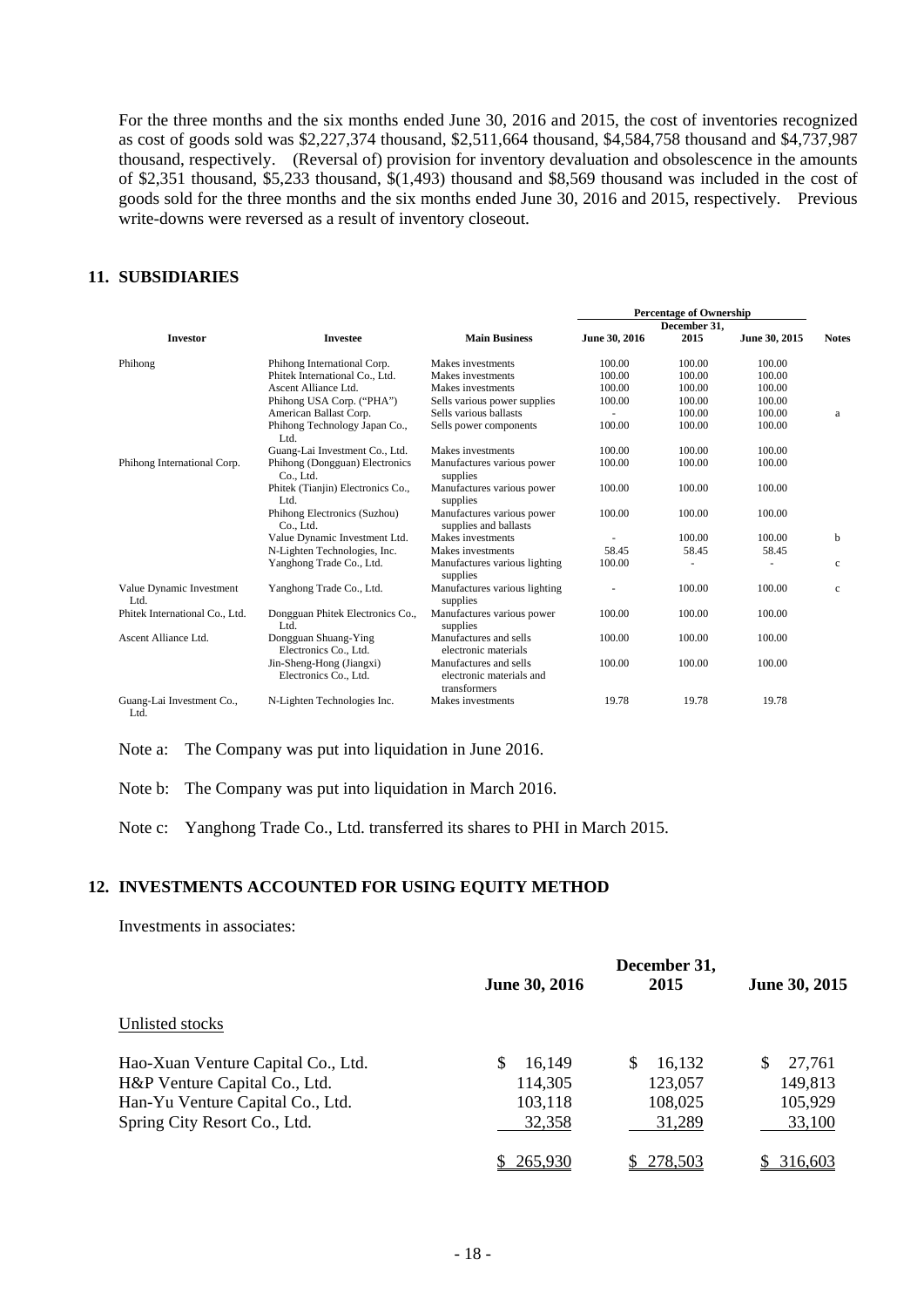For the three months and the six months ended June 30, 2016 and 2015, the cost of inventories recognized as cost of goods sold was $2,227,374 thousand, $2,511,664 thousand, $4,584,758 thousand and $4,737,987 thousand, respectively. (Reversal of) provision for inventory devaluation and obsolescence in the amounts of $2,351 thousand, $5,233 thousand, $(1,493) thousand and $8,569 thousand was included in the cost of goods sold for the three months and the six months ended June 30, 2016 and 2015, respectively. Previous write-downs were reversed as a result of inventory closeout.

## 11. SUBSIDIARIES

| Investor | Investee | Main Business | Percentage of Ownership | | | Notes |
|---|---|---|---|---|---|---|
| | | | June 30, 2016 | December 31, 2015 | June 30, 2015 | |
| Phihong | Phihong International Corp. | Makes investments | 100.00 | 100.00 | 100.00 | |
| | Phitek International Co., Ltd. | Makes investments | 100.00 | 100.00 | 100.00 | |
| | Ascent Alliance Ltd. | Makes investments | 100.00 | 100.00 | 100.00 | |
| | Phihong USA Corp. ("PHA") | Sells various power supplies | 100.00 | 100.00 | 100.00 | |
| | American Ballast Corp. | Sells various ballasts | - | 100.00 | 100.00 | a |
| | Phihong Technology Japan Co., Ltd. | Sells power components | 100.00 | 100.00 | 100.00 | |
| | Guang-Lai Investment Co., Ltd. | Makes investments | 100.00 | 100.00 | 100.00 | |
| Phihong International Corp. | Phihong (Dongguan) Electronics Co., Ltd. | Manufactures various power supplies | 100.00 | 100.00 | 100.00 | |
| | Phitek (Tianjin) Electronics Co., Ltd. | Manufactures various power supplies | 100.00 | 100.00 | 100.00 | |
| | Phihong Electronics (Suzhou) Co., Ltd. | Manufactures various power supplies and ballasts | 100.00 | 100.00 | 100.00 | |
| | Value Dynamic Investment Ltd. | Makes investments | - | 100.00 | 100.00 | b |
| | N-Lighten Technologies, Inc. | Makes investments | 58.45 | 58.45 | 58.45 | |
| | Yanghong Trade Co., Ltd. | Manufactures various lighting supplies | 100.00 | - | - | c |
| Value Dynamic Investment Ltd. | Yanghong Trade Co., Ltd. | Manufactures various lighting supplies | - | 100.00 | 100.00 | c |
| Phitek International Co., Ltd. | Dongguan Phitek Electronics Co., Ltd. | Manufactures various power supplies | 100.00 | 100.00 | 100.00 | |
| Ascent Alliance Ltd. | Dongguan Shuang-Ying Electronics Co., Ltd. | Manufactures and sells electronic materials | 100.00 | 100.00 | 100.00 | |
| | Jin-Sheng-Hong (Jiangxi) Electronics Co., Ltd. | Manufactures and sells electronic materials and transformers | 100.00 | 100.00 | 100.00 | |
| Guang-Lai Investment Co., Ltd. | N-Lighten Technologies Inc. | Makes investments | 19.78 | 19.78 | 19.78 | |

Note a: The Company was put into liquidation in June 2016.

Note b: The Company was put into liquidation in March 2016.

Note c: Yanghong Trade Co., Ltd. transferred its shares to PHI in March 2015.

## 12. INVESTMENTS ACCOUNTED FOR USING EQUITY METHOD

Investments in associates:

| | June 30, 2016 | December 31, 2015 | June 30, 2015 |
|---|---|---|---|
| Unlisted stocks | | | |
| Hao-Xuan Venture Capital Co., Ltd. | $ 16,149 | $ 16,132 | $ 27,761 |
| H&P Venture Capital Co., Ltd. | 114,305 | 123,057 | 149,813 |
| Han-Yu Venture Capital Co., Ltd. | 103,118 | 108,025 | 105,929 |
| Spring City Resort Co., Ltd. | 32,358 | 31,289 | 33,100 |
| | $ 265,930 | $ 278,503 | $ 316,603 |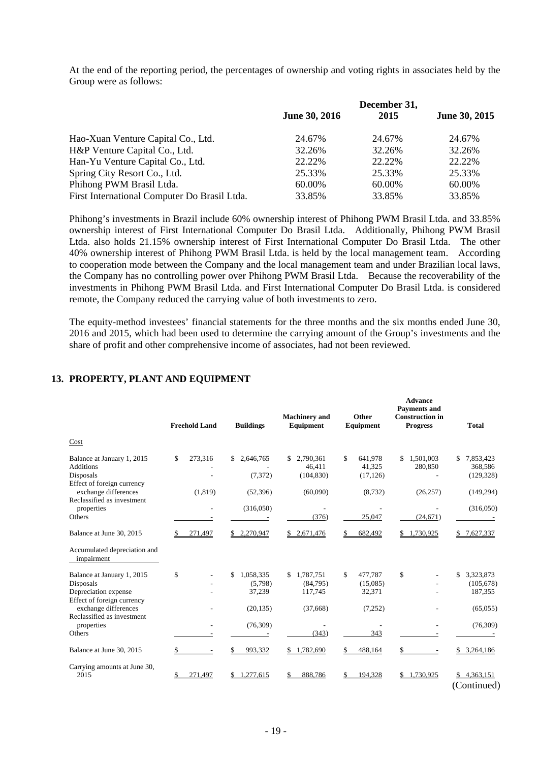At the end of the reporting period, the percentages of ownership and voting rights in associates held by the Group were as follows:

| | June 30, 2016 | December 31, 2015 | June 30, 2015 |
|---|---|---|---|
| Hao-Xuan Venture Capital Co., Ltd. | 24.67% | 24.67% | 24.67% |
| H&P Venture Capital Co., Ltd. | 32.26% | 32.26% | 32.26% |
| Han-Yu Venture Capital Co., Ltd. | 22.22% | 22.22% | 22.22% |
| Spring City Resort Co., Ltd. | 25.33% | 25.33% | 25.33% |
| Phihong PWM Brasil Ltda. | 60.00% | 60.00% | 60.00% |
| First International Computer Do Brasil Ltda. | 33.85% | 33.85% | 33.85% |

Phihong's investments in Brazil include 60% ownership interest of Phihong PWM Brasil Ltda. and 33.85% ownership interest of First International Computer Do Brasil Ltda. Additionally, Phihong PWM Brasil Ltda. also holds 21.15% ownership interest of First International Computer Do Brasil Ltda. The other 40% ownership interest of Phihong PWM Brasil Ltda. is held by the local management team. According to cooperation mode between the Company and the local management team and under Brazilian local laws, the Company has no controlling power over Phihong PWM Brasil Ltda. Because the recoverability of the investments in Phihong PWM Brasil Ltda. and First International Computer Do Brasil Ltda. is considered remote, the Company reduced the carrying value of both investments to zero.

The equity-method investees' financial statements for the three months and the six months ended June 30, 2016 and 2015, which had been used to determine the carrying amount of the Group's investments and the share of profit and other comprehensive income of associates, had not been reviewed.

## 13. PROPERTY, PLANT AND EQUIPMENT

| | Freehold Land | Buildings | Machinery and Equipment | Other Equipment | Advance Payments and Construction in Progress | Total |
|---|---|---|---|---|---|---|
| Cost | | | | | | |
| Balance at January 1, 2015 | $ 273,316 | $ 2,646,765 | $ 2,790,361 | $ 641,978 | $ 1,501,003 | $ 7,853,423 |
| Additions | - | - | 46,411 | 41,325 | 280,850 | 368,586 |
| Disposals | - | (7,372) | (104,830) | (17,126) | - | (129,328) |
| Effect of foreign currency exchange differences | (1,819) | (52,396) | (60,090) | (8,732) | (26,257) | (149,294) |
| Reclassified as investment properties | - | (316,050) | - | - | - | (316,050) |
| Others | - | - | (376) | 25,047 | (24,671) | - |
| Balance at June 30, 2015 | $ 271,497 | $ 2,270,947 | $ 2,671,476 | $ 682,492 | $ 1,730,925 | $ 7,627,337 |
| Accumulated depreciation and impairment | | | | | | |
| Balance at January 1, 2015 | $ - | $ 1,058,335 | $ 1,787,751 | $ 477,787 | $ - | $ 3,323,873 |
| Disposals | - | (5,798) | (84,795) | (15,085) | - | (105,678) |
| Depreciation expense | - | 37,239 | 117,745 | 32,371 | - | 187,355 |
| Effect of foreign currency exchange differences | - | (20,135) | (37,668) | (7,252) | - | (65,055) |
| Reclassified as investment properties | - | (76,309) | - | - | - | (76,309) |
| Others | - | - | (343) | 343 | - | - |
| Balance at June 30, 2015 | $ - | $ 993,332 | $ 1,782,690 | $ 488,164 | $ - | $ 3,264,186 |
| Carrying amounts at June 30, 2015 | $ 271,497 | $ 1,277,615 | $ 888,786 | $ 194,328 | $ 1,730,925 | $ 4,363,151 |

(Continued)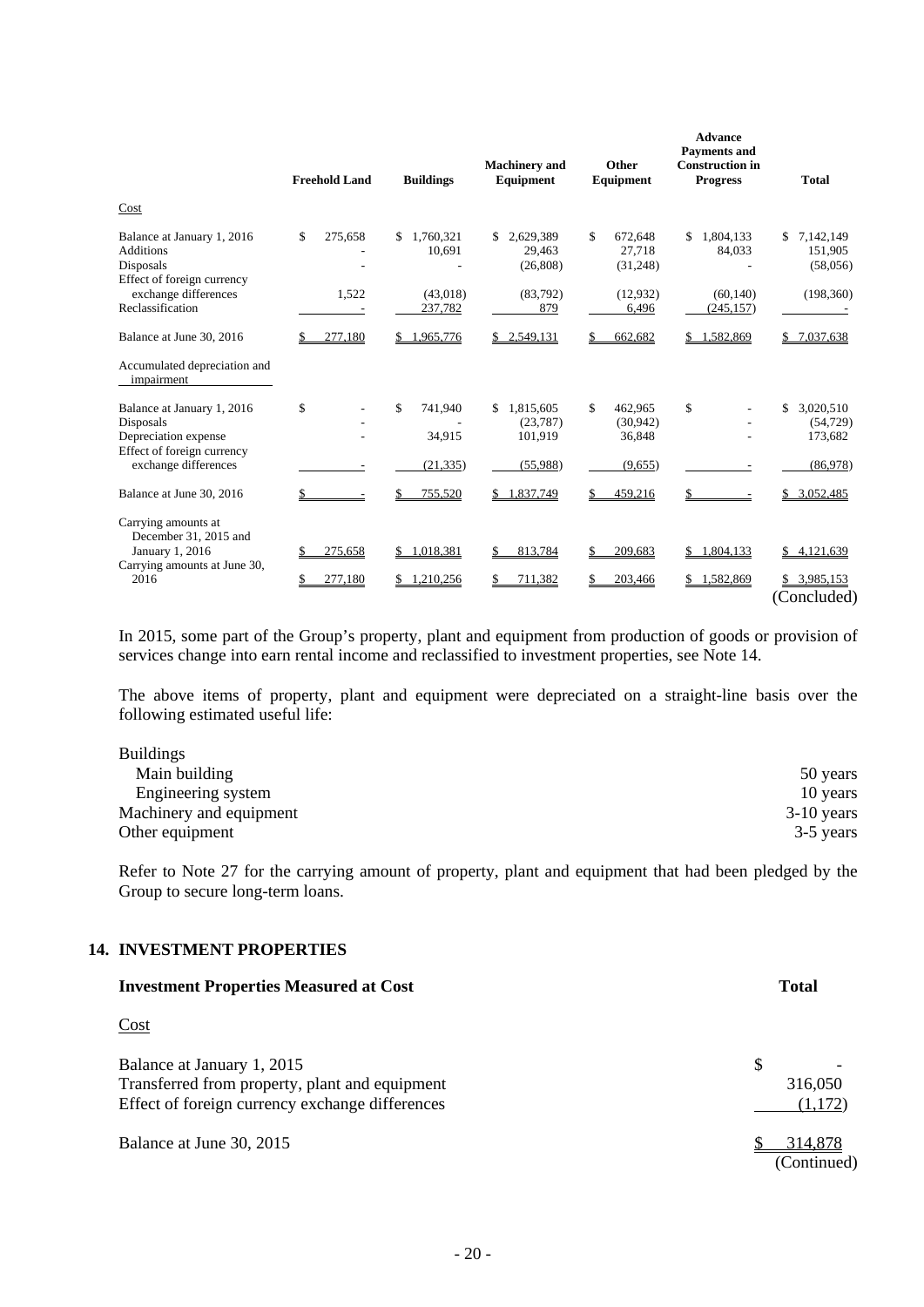|  | Freehold Land | Buildings | Machinery and Equipment | Other Equipment | Advance Payments and Construction in Progress | Total |
|---|---|---|---|---|---|---|
| Cost |  |  |  |  |  |  |
| Balance at January 1, 2016 | $ 275,658 | $ 1,760,321 | $ 2,629,389 | $ 672,648 | $ 1,804,133 | $ 7,142,149 |
| Additions | - | 10,691 | 29,463 | 27,718 | 84,033 | 151,905 |
| Disposals | - | - | (26,808) | (31,248) | - | (58,056) |
| Effect of foreign currency exchange differences | 1,522 | (43,018) | (83,792) | (12,932) | (60,140) | (198,360) |
| Reclassification | - | 237,782 | 879 | 6,496 | (245,157) | - |
| Balance at June 30, 2016 | $ 277,180 | $ 1,965,776 | $ 2,549,131 | $ 662,682 | $ 1,582,869 | $ 7,037,638 |
| Accumulated depreciation and impairment |  |  |  |  |  |  |
| Balance at January 1, 2016 | $ - | $ 741,940 | $ 1,815,605 | $ 462,965 | $ - | $ 3,020,510 |
| Disposals | - | - | (23,787) | (30,942) | - | (54,729) |
| Depreciation expense | - | 34,915 | 101,919 | 36,848 | - | 173,682 |
| Effect of foreign currency exchange differences | - | (21,335) | (55,988) | (9,655) | - | (86,978) |
| Balance at June 30, 2016 | $ - | $ 755,520 | $ 1,837,749 | $ 459,216 | $ - | $ 3,052,485 |
| Carrying amounts at December 31, 2015 and January 1, 2016 | $ 275,658 | $ 1,018,381 | $ 813,784 | $ 209,683 | $ 1,804,133 | $ 4,121,639 |
| Carrying amounts at June 30, 2016 | $ 277,180 | $ 1,210,256 | $ 711,382 | $ 203,466 | $ 1,582,869 | $ 3,985,153 |

(Concluded)

In 2015, some part of the Group's property, plant and equipment from production of goods or provision of services change into earn rental income and reclassified to investment properties, see Note 14.

The above items of property, plant and equipment were depreciated on a straight-line basis over the following estimated useful life:

| | |
|---|---|
| Buildings | |
| Main building | 50 years |
| Engineering system | 10 years |
| Machinery and equipment | 3-10 years |
| Other equipment | 3-5 years |

Refer to Note 27 for the carrying amount of property, plant and equipment that had been pledged by the Group to secure long-term loans.

## 14. INVESTMENT PROPERTIES

| **Investment Properties Measured at Cost** | **Total** |
|---|---|
| Cost | |
| Balance at January 1, 2015 | $ - |
| Transferred from property, plant and equipment | 316,050 |
| Effect of foreign currency exchange differences | (1,172) |
| Balance at June 30, 2015 | $ 314,878 |

(Continued)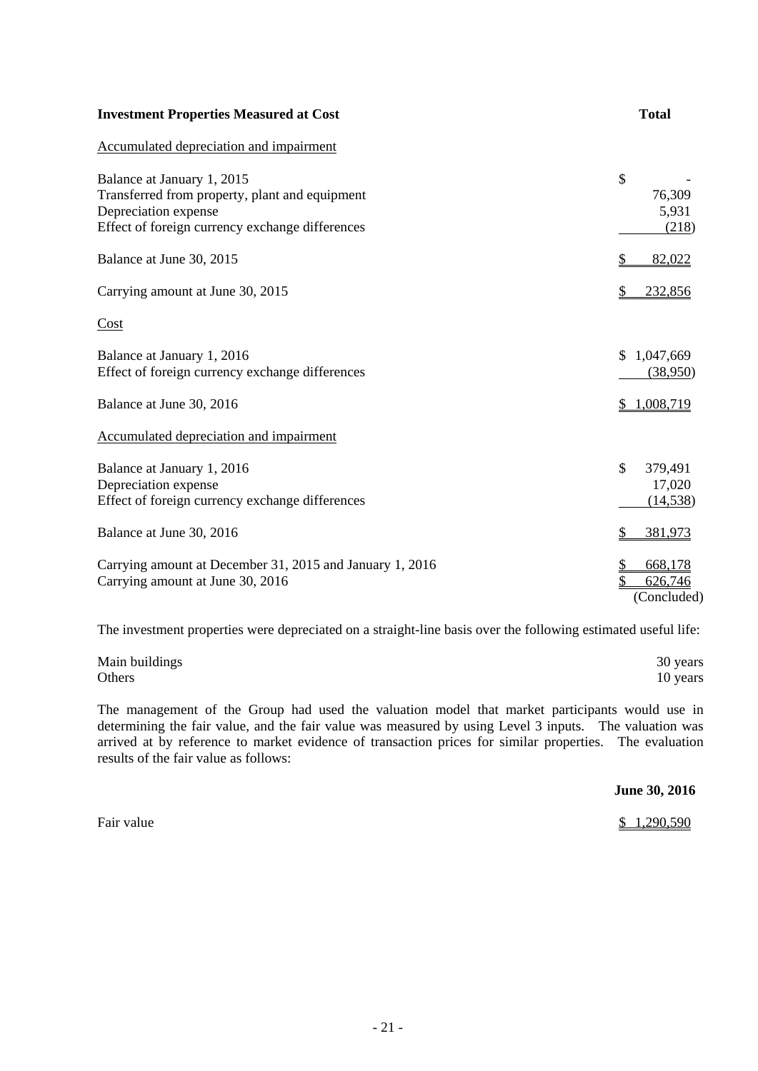| Investment Properties Measured at Cost | Total |
|---|---|
| Accumulated depreciation and impairment | |
| Balance at January 1, 2015 | $ - |
| Transferred from property, plant and equipment | 76,309 |
| Depreciation expense | 5,931 |
| Effect of foreign currency exchange differences | (218) |
| Balance at June 30, 2015 | $ 82,022 |
| Carrying amount at June 30, 2015 | $ 232,856 |
| Cost | |
| Balance at January 1, 2016 | $ 1,047,669 |
| Effect of foreign currency exchange differences | (38,950) |
| Balance at June 30, 2016 | $ 1,008,719 |
| Accumulated depreciation and impairment | |
| Balance at January 1, 2016 | $ 379,491 |
| Depreciation expense | 17,020 |
| Effect of foreign currency exchange differences | (14,538) |
| Balance at June 30, 2016 | $ 381,973 |
| Carrying amount at December 31, 2015 and January 1, 2016 | $ 668,178 |
| Carrying amount at June 30, 2016 | $ 626,746 |
| | (Concluded) |

The investment properties were depreciated on a straight-line basis over the following estimated useful life:

| | |
|---|---|
| Main buildings | 30 years |
| Others | 10 years |

The management of the Group had used the valuation model that market participants would use in determining the fair value, and the fair value was measured by using Level 3 inputs. The valuation was arrived at by reference to market evidence of transaction prices for similar properties. The evaluation results of the fair value as follows:

| | June 30, 2016 |
|---|---|
| Fair value | $ 1,290,590 |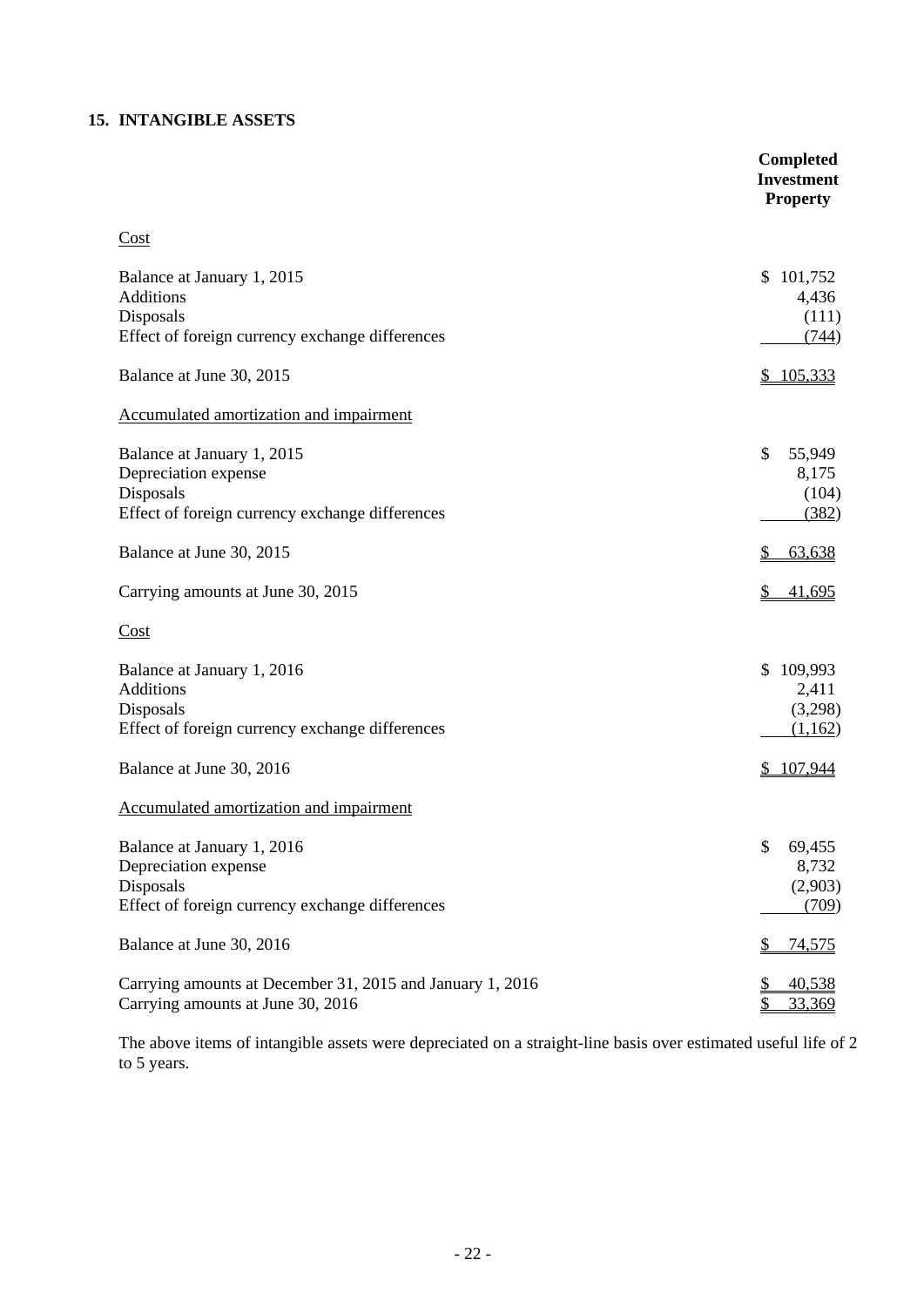## 15. INTANGIBLE ASSETS

| | Completed Investment Property |
|---|---|
| Cost | |
| Balance at January 1, 2015 | $ 101,752 |
| Additions | 4,436 |
| Disposals | (111) |
| Effect of foreign currency exchange differences | (744) |
| Balance at June 30, 2015 | $ 105,333 |
| Accumulated amortization and impairment | |
| Balance at January 1, 2015 | $ 55,949 |
| Depreciation expense | 8,175 |
| Disposals | (104) |
| Effect of foreign currency exchange differences | (382) |
| Balance at June 30, 2015 | $ 63,638 |
| Carrying amounts at June 30, 2015 | $ 41,695 |
| Cost | |
| Balance at January 1, 2016 | $ 109,993 |
| Additions | 2,411 |
| Disposals | (3,298) |
| Effect of foreign currency exchange differences | (1,162) |
| Balance at June 30, 2016 | $ 107,944 |
| Accumulated amortization and impairment | |
| Balance at January 1, 2016 | $ 69,455 |
| Depreciation expense | 8,732 |
| Disposals | (2,903) |
| Effect of foreign currency exchange differences | (709) |
| Balance at June 30, 2016 | $ 74,575 |
| Carrying amounts at December 31, 2015 and January 1, 2016 | $ 40,538 |
| Carrying amounts at June 30, 2016 | $ 33,369 |

The above items of intangible assets were depreciated on a straight-line basis over estimated useful life of 2 to 5 years.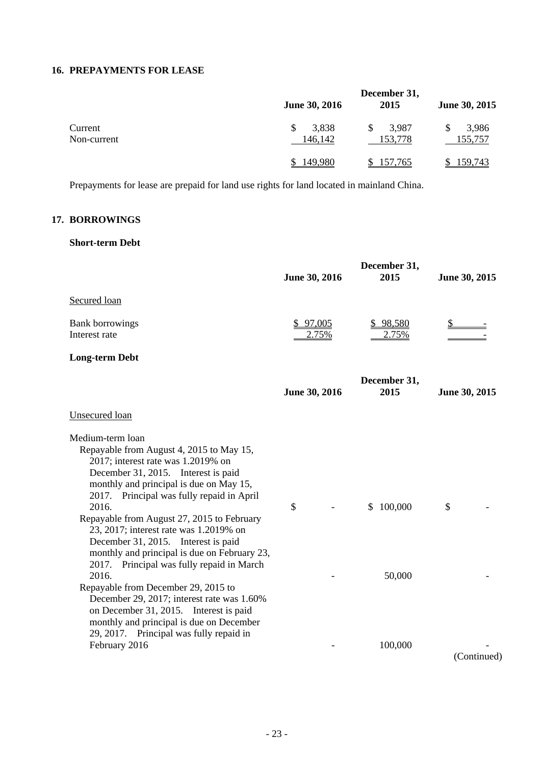## 16. PREPAYMENTS FOR LEASE

| | June 30, 2016 | December 31, 2015 | June 30, 2015 |
|---|---|---|---|
| Current | $ 3,838 | $ 3,987 | $ 3,986 |
| Non-current | 146,142 | 153,778 | 155,757 |
| | $ 149,980 | $ 157,765 | $ 159,743 |

Prepayments for lease are prepaid for land use rights for land located in mainland China.

## 17. BORROWINGS

### Short-term Debt

| | June 30, 2016 | December 31, 2015 | June 30, 2015 |
|---|---|---|---|
| Secured loan | | | |
| Bank borrowings | $ 97,005 | $ 98,580 | $ - |
| Interest rate | 2.75% | 2.75% | - |

### Long-term Debt

| | June 30, 2016 | December 31, 2015 | June 30, 2015 |
|---|---|---|---|
| Unsecured loan | | | |
| Medium-term loan | | | |
| Repayable from August 4, 2015 to May 15, 2017; interest rate was 1.2019% on December 31, 2015. Interest is paid monthly and principal is due on May 15, 2017. Principal was fully repaid in April 2016. | $ - | $ 100,000 | $ - |
| Repayable from August 27, 2015 to February 23, 2017; interest rate was 1.2019% on December 31, 2015. Interest is paid monthly and principal is due on February 23, 2017. Principal was fully repaid in March 2016. | - | 50,000 | - |
| Repayable from December 29, 2015 to December 29, 2017; interest rate was 1.60% on December 31, 2015. Interest is paid monthly and principal is due on December 29, 2017. Principal was fully repaid in February 2016 | - | 100,000 | - |

(Continued)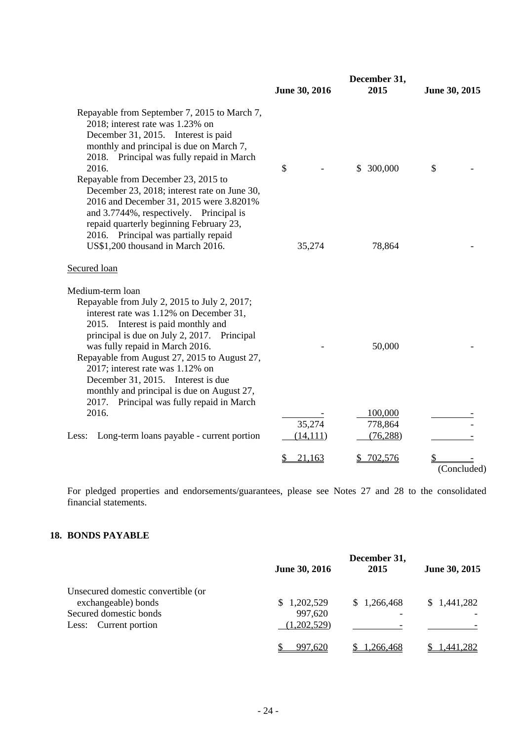| | June 30, 2016 | December 31, 2015 | June 30, 2015 |
|---|---|---|---|
| Repayable from September 7, 2015 to March 7, 2018; interest rate was 1.23% on December 31, 2015. Interest is paid monthly and principal is due on March 7, 2018. Principal was fully repaid in March 2016. | $ - | $ 300,000 | $ - |
| Repayable from December 23, 2015 to December 23, 2018; interest rate on June 30, 2016 and December 31, 2015 were 3.8201% and 3.7744%, respectively. Principal is repaid quarterly beginning February 23, 2016. Principal was partially repaid US$1,200 thousand in March 2016. | 35,274 | 78,864 | - |
| Secured loan | | | |
| Medium-term loan | | | |
| Repayable from July 2, 2015 to July 2, 2017; interest rate was 1.12% on December 31, 2015. Interest is paid monthly and principal is due on July 2, 2017. Principal was fully repaid in March 2016. | - | 50,000 | - |
| Repayable from August 27, 2015 to August 27, 2017; interest rate was 1.12% on December 31, 2015. Interest is due monthly and principal is due on August 27, 2017. Principal was fully repaid in March 2016. | - | 100,000 | - |
| | 35,274 | 778,864 | - |
| Less: Long-term loans payable - current portion | (14,111) | (76,288) | - |
| | $ 21,163 | $ 702,576 | $ - |

(Concluded)

For pledged properties and endorsements/guarantees, please see Notes 27 and 28 to the consolidated financial statements.

## 18. BONDS PAYABLE

| | June 30, 2016 | December 31, 2015 | June 30, 2015 |
|---|---|---|---|
| Unsecured domestic convertible (or exchangeable) bonds | $ 1,202,529 | $ 1,266,468 | $ 1,441,282 |
| Secured domestic bonds | 997,620 | - | - |
| Less: Current portion | (1,202,529) | - | - |
| | $ 997,620 | $ 1,266,468 | $ 1,441,282 |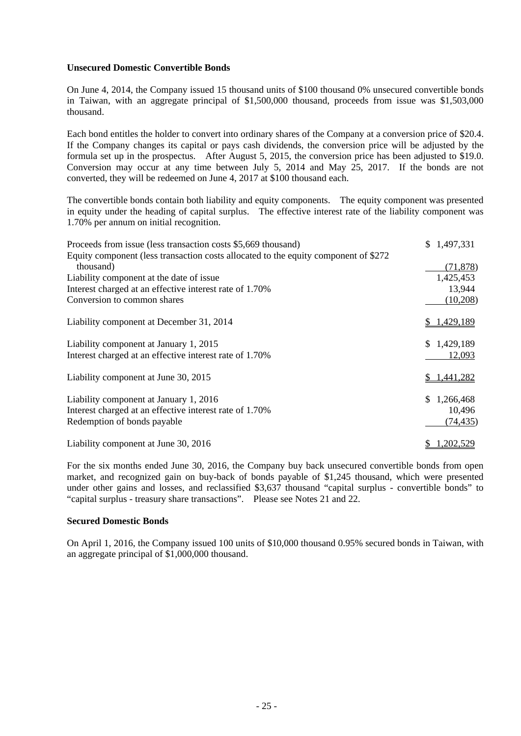**Unsecured Domestic Convertible Bonds**

On June 4, 2014, the Company issued 15 thousand units of $100 thousand 0% unsecured convertible bonds in Taiwan, with an aggregate principal of $1,500,000 thousand, proceeds from issue was $1,503,000 thousand.

Each bond entitles the holder to convert into ordinary shares of the Company at a conversion price of $20.4. If the Company changes its capital or pays cash dividends, the conversion price will be adjusted by the formula set up in the prospectus. After August 5, 2015, the conversion price has been adjusted to $19.0. Conversion may occur at any time between July 5, 2014 and May 25, 2017. If the bonds are not converted, they will be redeemed on June 4, 2017 at $100 thousand each.

The convertible bonds contain both liability and equity components. The equity component was presented in equity under the heading of capital surplus. The effective interest rate of the liability component was 1.70% per annum on initial recognition.

| | |
|---|---|
| Proceeds from issue (less transaction costs $5,669 thousand) | $ 1,497,331 |
| Equity component (less transaction costs allocated to the equity component of $272 thousand) | (71,878) |
| Liability component at the date of issue | 1,425,453 |
| Interest charged at an effective interest rate of 1.70% | 13,944 |
| Conversion to common shares | (10,208) |
| Liability component at December 31, 2014 | $ 1,429,189 |
| Liability component at January 1, 2015 | $ 1,429,189 |
| Interest charged at an effective interest rate of 1.70% | 12,093 |
| Liability component at June 30, 2015 | $ 1,441,282 |
| Liability component at January 1, 2016 | $ 1,266,468 |
| Interest charged at an effective interest rate of 1.70% | 10,496 |
| Redemption of bonds payable | (74,435) |
| Liability component at June 30, 2016 | $ 1,202,529 |

For the six months ended June 30, 2016, the Company buy back unsecured convertible bonds from open market, and recognized gain on buy-back of bonds payable of $1,245 thousand, which were presented under other gains and losses, and reclassified $3,637 thousand "capital surplus - convertible bonds" to "capital surplus - treasury share transactions". Please see Notes 21 and 22.

**Secured Domestic Bonds**

On April 1, 2016, the Company issued 100 units of $10,000 thousand 0.95% secured bonds in Taiwan, with an aggregate principal of $1,000,000 thousand.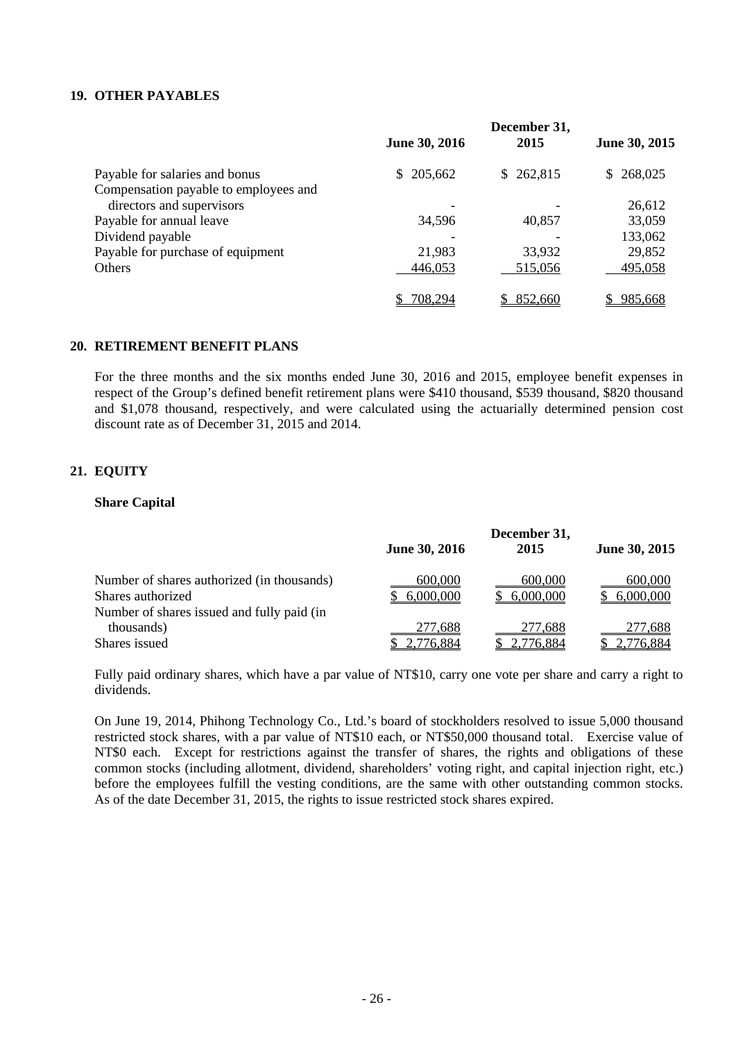## 19. OTHER PAYABLES

| | June 30, 2016 | December 31, 2015 | June 30, 2015 |
|---|---|---|---|
| Payable for salaries and bonus | $ 205,662 | $ 262,815 | $ 268,025 |
| Compensation payable to employees and directors and supervisors | - | - | 26,612 |
| Payable for annual leave | 34,596 | 40,857 | 33,059 |
| Dividend payable | - | - | 133,062 |
| Payable for purchase of equipment | 21,983 | 33,932 | 29,852 |
| Others | 446,053 | 515,056 | 495,058 |
| | $ 708,294 | $ 852,660 | $ 985,668 |

## 20. RETIREMENT BENEFIT PLANS

For the three months and the six months ended June 30, 2016 and 2015, employee benefit expenses in respect of the Group's defined benefit retirement plans were $410 thousand, $539 thousand, $820 thousand and $1,078 thousand, respectively, and were calculated using the actuarially determined pension cost discount rate as of December 31, 2015 and 2014.

## 21. EQUITY

**Share Capital**

| | June 30, 2016 | December 31, 2015 | June 30, 2015 |
|---|---|---|---|
| Number of shares authorized (in thousands) | 600,000 | 600,000 | 600,000 |
| Shares authorized | $ 6,000,000 | $ 6,000,000 | $ 6,000,000 |
| Number of shares issued and fully paid (in thousands) | 277,688 | 277,688 | 277,688 |
| Shares issued | $ 2,776,884 | $ 2,776,884 | $ 2,776,884 |

Fully paid ordinary shares, which have a par value of NT$10, carry one vote per share and carry a right to dividends.

On June 19, 2014, Phihong Technology Co., Ltd.'s board of stockholders resolved to issue 5,000 thousand restricted stock shares, with a par value of NT$10 each, or NT$50,000 thousand total. Exercise value of NT$0 each. Except for restrictions against the transfer of shares, the rights and obligations of these common stocks (including allotment, dividend, shareholders' voting right, and capital injection right, etc.) before the employees fulfill the vesting conditions, are the same with other outstanding common stocks. As of the date December 31, 2015, the rights to issue restricted stock shares expired.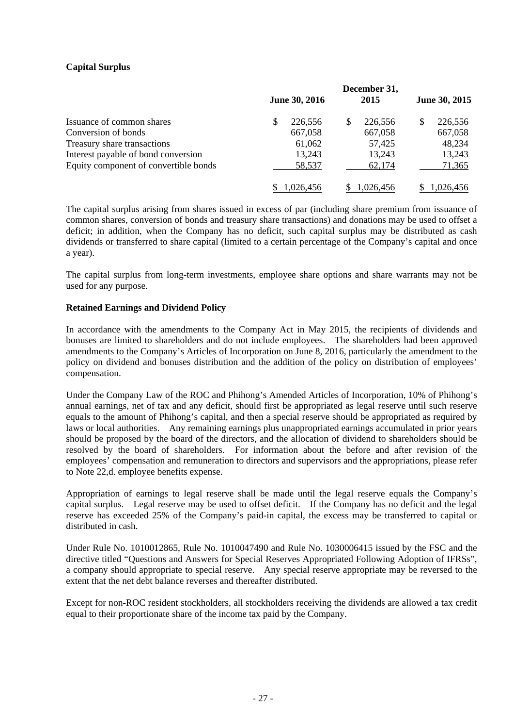**Capital Surplus**

| | June 30, 2016 | December 31, 2015 | June 30, 2015 |
|---|---|---|---|
| Issuance of common shares | $ 226,556 | $ 226,556 | $ 226,556 |
| Conversion of bonds | 667,058 | 667,058 | 667,058 |
| Treasury share transactions | 61,062 | 57,425 | 48,234 |
| Interest payable of bond conversion | 13,243 | 13,243 | 13,243 |
| Equity component of convertible bonds | 58,537 | 62,174 | 71,365 |
| | $ 1,026,456 | $ 1,026,456 | $ 1,026,456 |

The capital surplus arising from shares issued in excess of par (including share premium from issuance of common shares, conversion of bonds and treasury share transactions) and donations may be used to offset a deficit; in addition, when the Company has no deficit, such capital surplus may be distributed as cash dividends or transferred to share capital (limited to a certain percentage of the Company's capital and once a year).

The capital surplus from long-term investments, employee share options and share warrants may not be used for any purpose.

**Retained Earnings and Dividend Policy**

In accordance with the amendments to the Company Act in May 2015, the recipients of dividends and bonuses are limited to shareholders and do not include employees. The shareholders had been approved amendments to the Company's Articles of Incorporation on June 8, 2016, particularly the amendment to the policy on dividend and bonuses distribution and the addition of the policy on distribution of employees' compensation.

Under the Company Law of the ROC and Phihong's Amended Articles of Incorporation, 10% of Phihong's annual earnings, net of tax and any deficit, should first be appropriated as legal reserve until such reserve equals to the amount of Phihong's capital, and then a special reserve should be appropriated as required by laws or local authorities. Any remaining earnings plus unappropriated earnings accumulated in prior years should be proposed by the board of the directors, and the allocation of dividend to shareholders should be resolved by the board of shareholders. For information about the before and after revision of the employees' compensation and remuneration to directors and supervisors and the appropriations, please refer to Note 22,d. employee benefits expense.

Appropriation of earnings to legal reserve shall be made until the legal reserve equals the Company's capital surplus. Legal reserve may be used to offset deficit. If the Company has no deficit and the legal reserve has exceeded 25% of the Company's paid-in capital, the excess may be transferred to capital or distributed in cash.

Under Rule No. 1010012865, Rule No. 1010047490 and Rule No. 1030006415 issued by the FSC and the directive titled "Questions and Answers for Special Reserves Appropriated Following Adoption of IFRSs", a company should appropriate to special reserve. Any special reserve appropriate may be reversed to the extent that the net debt balance reverses and thereafter distributed.

Except for non-ROC resident stockholders, all stockholders receiving the dividends are allowed a tax credit equal to their proportionate share of the income tax paid by the Company.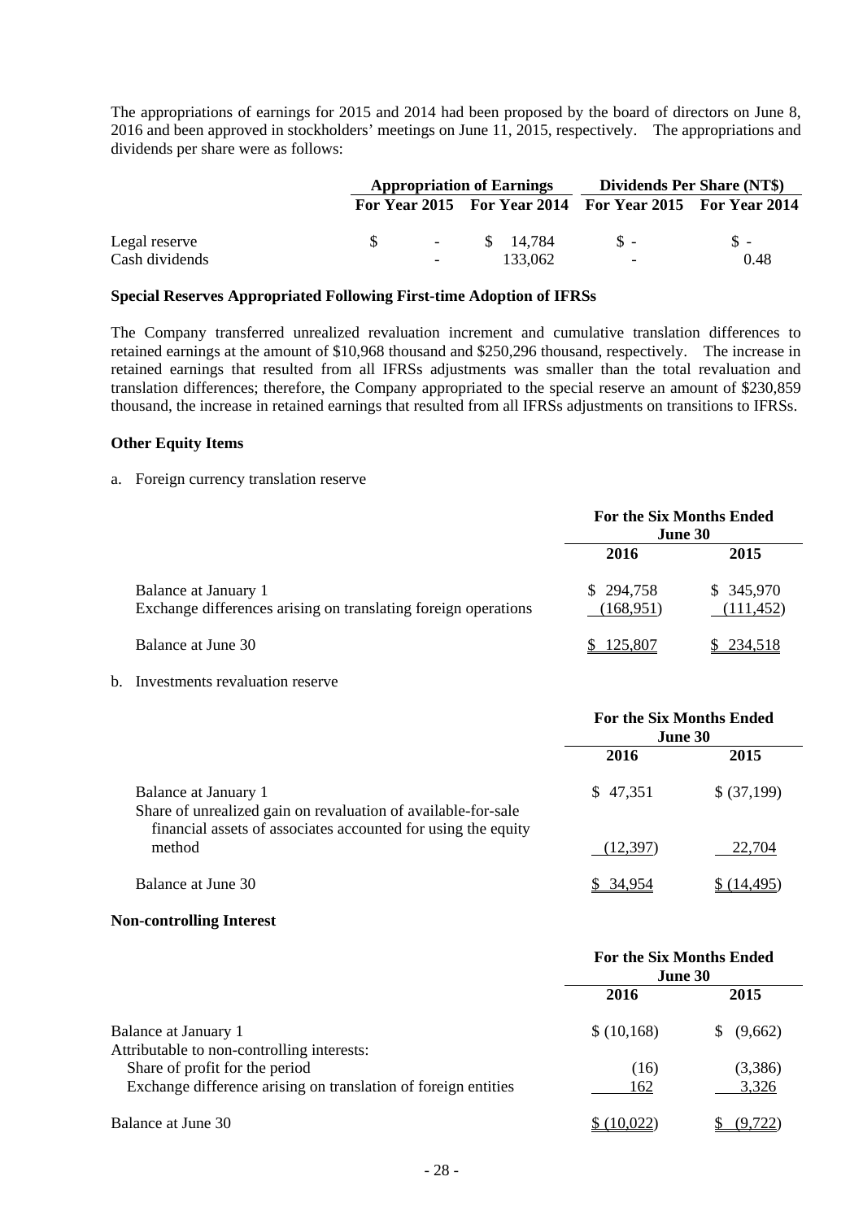The appropriations of earnings for 2015 and 2014 had been proposed by the board of directors on June 8, 2016 and been approved in stockholders' meetings on June 11, 2015, respectively. The appropriations and dividends per share were as follows:

| | Appropriation of Earnings | | Dividends Per Share (NT$) | |
|---|---|---|---|---|
| | For Year 2015 | For Year 2014 | For Year 2015 | For Year 2014 |
| Legal reserve | $ - | $ 14,784 | $ - | $ - |
| Cash dividends | - | 133,062 | - | 0.48 |

**Special Reserves Appropriated Following First-time Adoption of IFRSs**

The Company transferred unrealized revaluation increment and cumulative translation differences to retained earnings at the amount of $10,968 thousand and $250,296 thousand, respectively. The increase in retained earnings that resulted from all IFRSs adjustments was smaller than the total revaluation and translation differences; therefore, the Company appropriated to the special reserve an amount of $230,859 thousand, the increase in retained earnings that resulted from all IFRSs adjustments on transitions to IFRSs.

**Other Equity Items**

a. Foreign currency translation reserve

| | For the Six Months Ended June 30 | |
|---|---|---|
| | 2016 | 2015 |
| Balance at January 1 | $ 294,758 | $ 345,970 |
| Exchange differences arising on translating foreign operations | (168,951) | (111,452) |
| Balance at June 30 | $ 125,807 | $ 234,518 |

b. Investments revaluation reserve

| | For the Six Months Ended June 30 | |
|---|---|---|
| | 2016 | 2015 |
| Balance at January 1 | $ 47,351 | $ (37,199) |
| Share of unrealized gain on revaluation of available-for-sale financial assets of associates accounted for using the equity method | (12,397) | 22,704 |
| Balance at June 30 | $ 34,954 | $ (14,495) |

**Non-controlling Interest**

| | For the Six Months Ended June 30 | |
|---|---|---|
| | 2016 | 2015 |
| Balance at January 1 | $ (10,168) | $ (9,662) |
| Attributable to non-controlling interests: | | |
| Share of profit for the period | (16) | (3,386) |
| Exchange difference arising on translation of foreign entities | 162 | 3,326 |
| Balance at June 30 | $ (10,022) | $ (9,722) |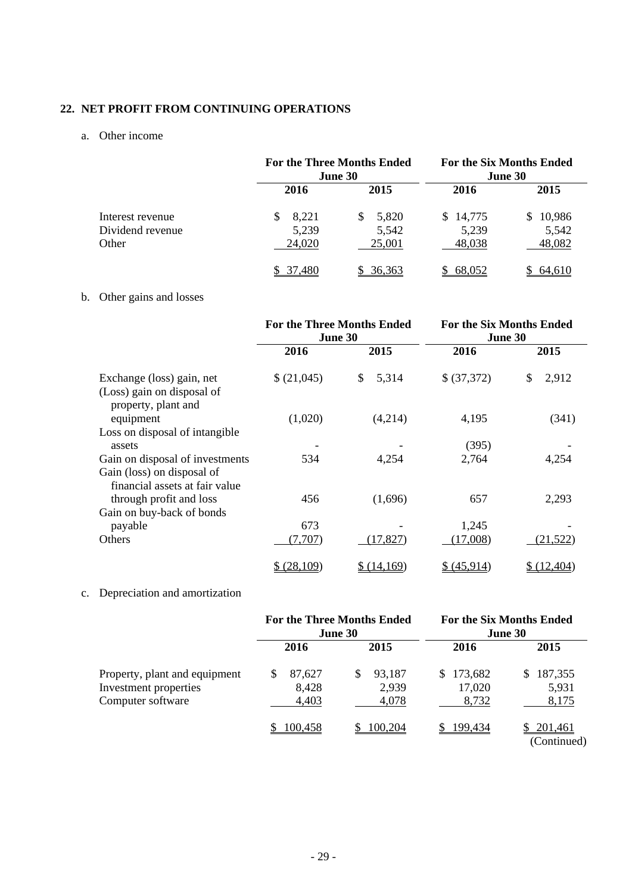## 22. NET PROFIT FROM CONTINUING OPERATIONS

a. Other income

| | For the Three Months Ended June 30 | | For the Six Months Ended June 30 | |
|---|---|---|---|---|
| | 2016 | 2015 | 2016 | 2015 |
| Interest revenue | $ 8,221 | $ 5,820 | $ 14,775 | $ 10,986 |
| Dividend revenue | 5,239 | 5,542 | 5,239 | 5,542 |
| Other | 24,020 | 25,001 | 48,038 | 48,082 |
| | $ 37,480 | $ 36,363 | $ 68,052 | $ 64,610 |

b. Other gains and losses

| | For the Three Months Ended June 30 | | For the Six Months Ended June 30 | |
|---|---|---|---|---|
| | 2016 | 2015 | 2016 | 2015 |
| Exchange (loss) gain, net | $ (21,045) | $ 5,314 | $ (37,372) | $ 2,912 |
| (Loss) gain on disposal of property, plant and equipment | (1,020) | (4,214) | 4,195 | (341) |
| Loss on disposal of intangible assets | - | - | (395) | - |
| Gain on disposal of investments | 534 | 4,254 | 2,764 | 4,254 |
| Gain (loss) on disposal of financial assets at fair value through profit and loss | 456 | (1,696) | 657 | 2,293 |
| Gain on buy-back of bonds payable | 673 | - | 1,245 | - |
| Others | (7,707) | (17,827) | (17,008) | (21,522) |
| | $ (28,109) | $ (14,169) | $ (45,914) | $ (12,404) |

c. Depreciation and amortization

| | For the Three Months Ended June 30 | | For the Six Months Ended June 30 | |
|---|---|---|---|---|
| | 2016 | 2015 | 2016 | 2015 |
| Property, plant and equipment | $ 87,627 | $ 93,187 | $ 173,682 | $ 187,355 |
| Investment properties | 8,428 | 2,939 | 17,020 | 5,931 |
| Computer software | 4,403 | 4,078 | 8,732 | 8,175 |
| | $ 100,458 | $ 100,204 | $ 199,434 | $ 201,461 |

(Continued)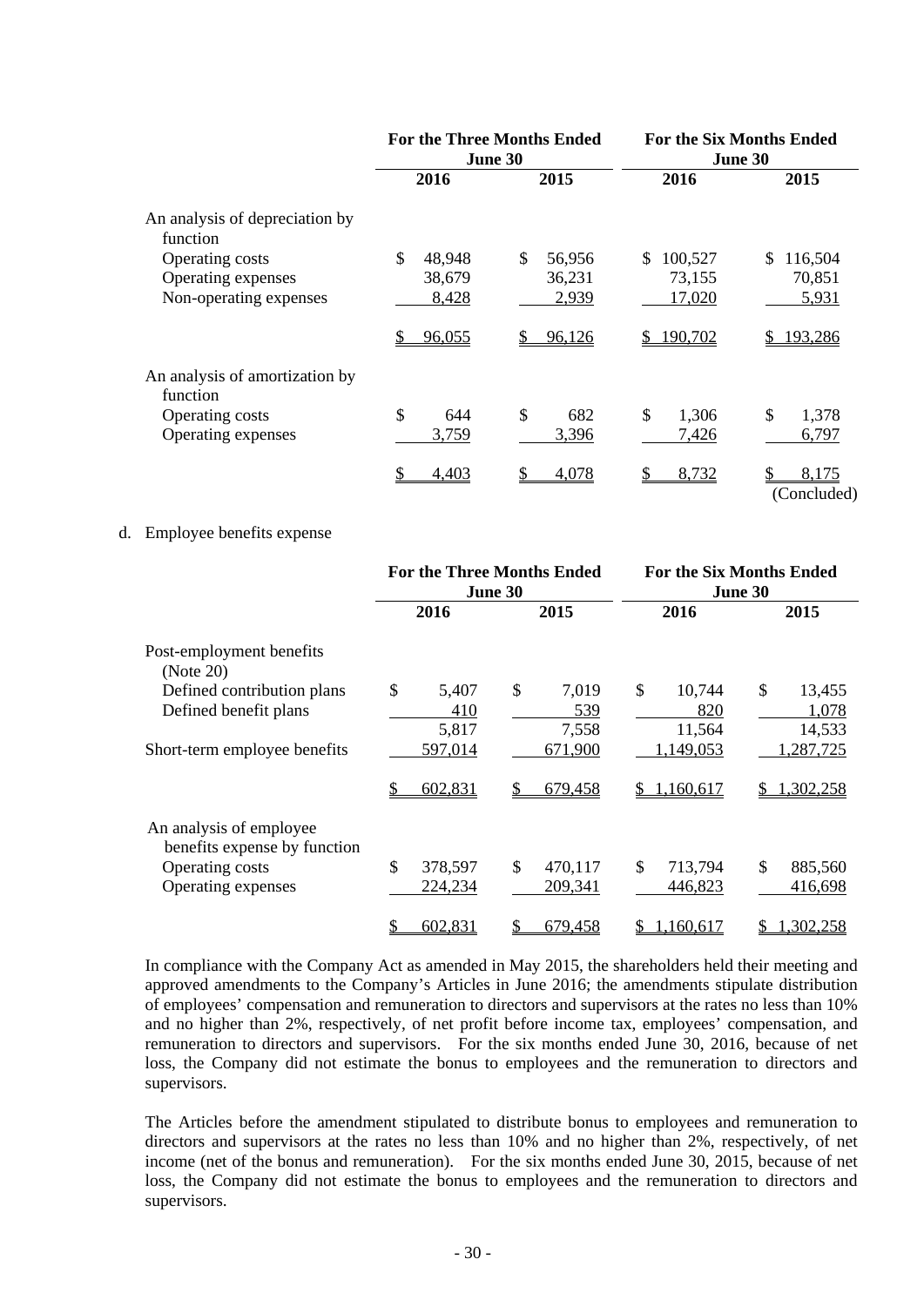| | For the Three Months Ended June 30 | | For the Six Months Ended June 30 | |
|---|---|---|---|---|
| | 2016 | 2015 | 2016 | 2015 |
| An analysis of depreciation by function | | | | |
| Operating costs | $ 48,948 | $ 56,956 | $ 100,527 | $ 116,504 |
| Operating expenses | 38,679 | 36,231 | 73,155 | 70,851 |
| Non-operating expenses | 8,428 | 2,939 | 17,020 | 5,931 |
| | $ 96,055 | $ 96,126 | $ 190,702 | $ 193,286 |
| An analysis of amortization by function | | | | |
| Operating costs | $ 644 | $ 682 | $ 1,306 | $ 1,378 |
| Operating expenses | 3,759 | 3,396 | 7,426 | 6,797 |
| | $ 4,403 | $ 4,078 | $ 8,732 | $ 8,175 |

(Concluded)

d. Employee benefits expense

| | For the Three Months Ended June 30 | | For the Six Months Ended June 30 | |
|---|---|---|---|---|
| | 2016 | 2015 | 2016 | 2015 |
| Post-employment benefits (Note 20) | | | | |
| Defined contribution plans | $ 5,407 | $ 7,019 | $ 10,744 | $ 13,455 |
| Defined benefit plans | 410 | 539 | 820 | 1,078 |
| | 5,817 | 7,558 | 11,564 | 14,533 |
| Short-term employee benefits | 597,014 | 671,900 | 1,149,053 | 1,287,725 |
| | $ 602,831 | $ 679,458 | $ 1,160,617 | $ 1,302,258 |
| An analysis of employee benefits expense by function | | | | |
| Operating costs | $ 378,597 | $ 470,117 | $ 713,794 | $ 885,560 |
| Operating expenses | 224,234 | 209,341 | 446,823 | 416,698 |
| | $ 602,831 | $ 679,458 | $ 1,160,617 | $ 1,302,258 |

In compliance with the Company Act as amended in May 2015, the shareholders held their meeting and approved amendments to the Company's Articles in June 2016; the amendments stipulate distribution of employees' compensation and remuneration to directors and supervisors at the rates no less than 10% and no higher than 2%, respectively, of net profit before income tax, employees' compensation, and remuneration to directors and supervisors. For the six months ended June 30, 2016, because of net loss, the Company did not estimate the bonus to employees and the remuneration to directors and supervisors.

The Articles before the amendment stipulated to distribute bonus to employees and remuneration to directors and supervisors at the rates no less than 10% and no higher than 2%, respectively, of net income (net of the bonus and remuneration). For the six months ended June 30, 2015, because of net loss, the Company did not estimate the bonus to employees and the remuneration to directors and supervisors.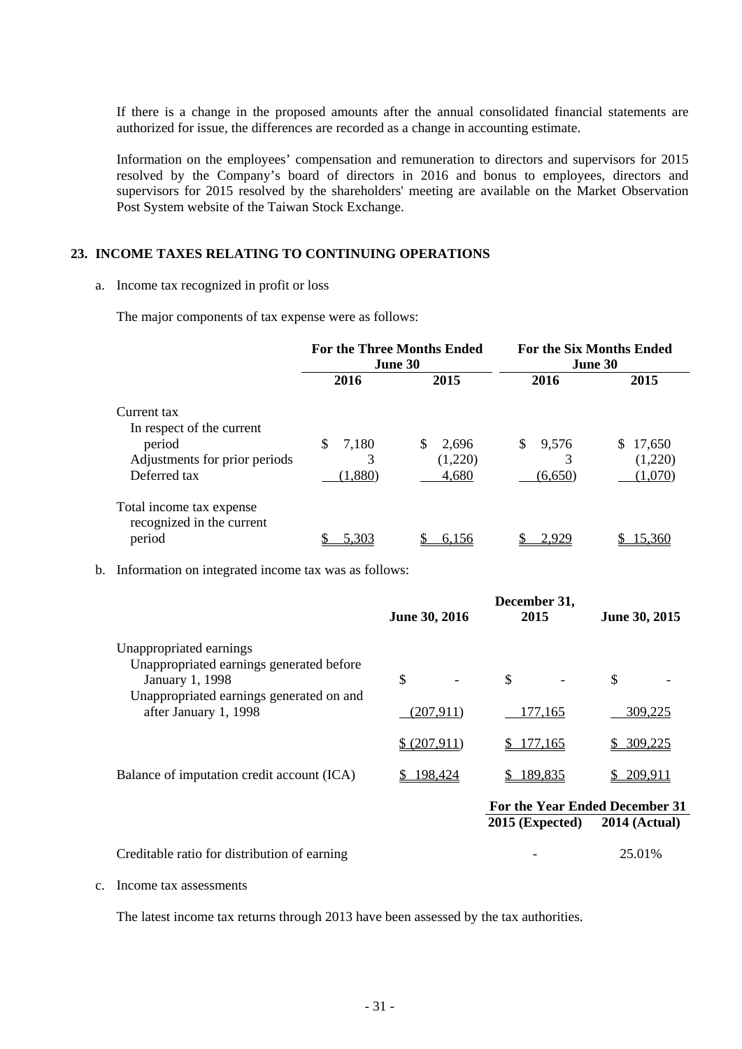If there is a change in the proposed amounts after the annual consolidated financial statements are authorized for issue, the differences are recorded as a change in accounting estimate.

Information on the employees' compensation and remuneration to directors and supervisors for 2015 resolved by the Company's board of directors in 2016 and bonus to employees, directors and supervisors for 2015 resolved by the shareholders' meeting are available on the Market Observation Post System website of the Taiwan Stock Exchange.

## 23. INCOME TAXES RELATING TO CONTINUING OPERATIONS

a. Income tax recognized in profit or loss

The major components of tax expense were as follows:

| | For the Three Months Ended June 30 | | For the Six Months Ended June 30 | |
|---|---|---|---|---|
| | 2016 | 2015 | 2016 | 2015 |
| Current tax | | | | |
| In respect of the current period | $ 7,180 | $ 2,696 | $ 9,576 | $ 17,650 |
| Adjustments for prior periods | 3 | (1,220) | 3 | (1,220) |
| Deferred tax | (1,880) | 4,680 | (6,650) | (1,070) |
| Total income tax expense recognized in the current period | $ 5,303 | $ 6,156 | $ 2,929 | $ 15,360 |

b. Information on integrated income tax was as follows:

| | June 30, 2016 | December 31, 2015 | June 30, 2015 |
|---|---|---|---|
| Unappropriated earnings | | | |
| Unappropriated earnings generated before January 1, 1998 | $ - | $ - | $ - |
| Unappropriated earnings generated on and after January 1, 1998 | (207,911) | 177,165 | 309,225 |
| | $ (207,911) | $ 177,165 | $ 309,225 |
| Balance of imputation credit account (ICA) | $ 198,424 | $ 189,835 | $ 209,911 |

| | For the Year Ended December 31 | |
|---|---|---|
| | 2015 (Expected) | 2014 (Actual) |
| Creditable ratio for distribution of earning | - | 25.01% |

c. Income tax assessments

The latest income tax returns through 2013 have been assessed by the tax authorities.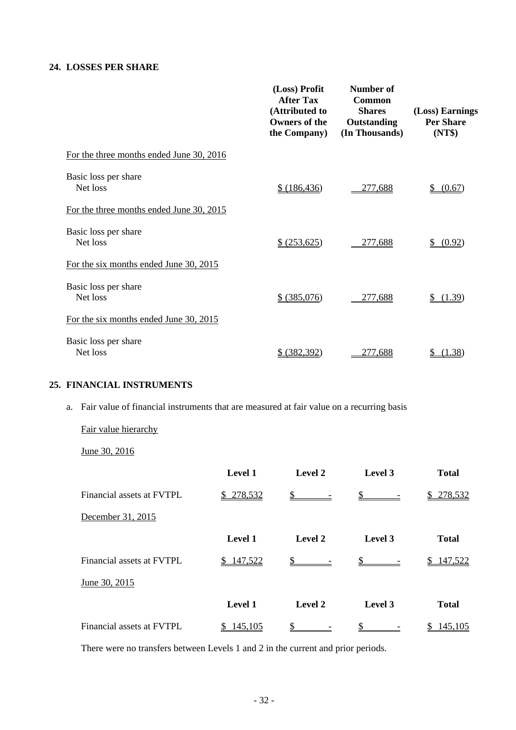## 24. LOSSES PER SHARE

| | (Loss) Profit After Tax (Attributed to Owners of the the Company) | Number of Common Shares Outstanding (In Thousands) | (Loss) Earnings Per Share (NT$) |
|---|---|---|---|
| For the three months ended June 30, 2016 | | | |
| Basic loss per share | | | |
| Net loss | $ (186,436) | 277,688 | $ (0.67) |
| For the three months ended June 30, 2015 | | | |
| Basic loss per share | | | |
| Net loss | $ (253,625) | 277,688 | $ (0.92) |
| For the six months ended June 30, 2015 | | | |
| Basic loss per share | | | |
| Net loss | $ (385,076) | 277,688 | $ (1.39) |
| For the six months ended June 30, 2015 | | | |
| Basic loss per share | | | |
| Net loss | $ (382,392) | 277,688 | $ (1.38) |

## 25. FINANCIAL INSTRUMENTS

a. Fair value of financial instruments that are measured at fair value on a recurring basis

Fair value hierarchy

June 30, 2016

| | Level 1 | Level 2 | Level 3 | Total |
|---|---|---|---|---|
| Financial assets at FVTPL | $ 278,532 | $ - | $ - | $ 278,532 |

December 31, 2015

| | Level 1 | Level 2 | Level 3 | Total |
|---|---|---|---|---|
| Financial assets at FVTPL | $ 147,522 | $ - | $ - | $ 147,522 |

June 30, 2015

| | Level 1 | Level 2 | Level 3 | Total |
|---|---|---|---|---|
| Financial assets at FVTPL | $ 145,105 | $ - | $ - | $ 145,105 |

There were no transfers between Levels 1 and 2 in the current and prior periods.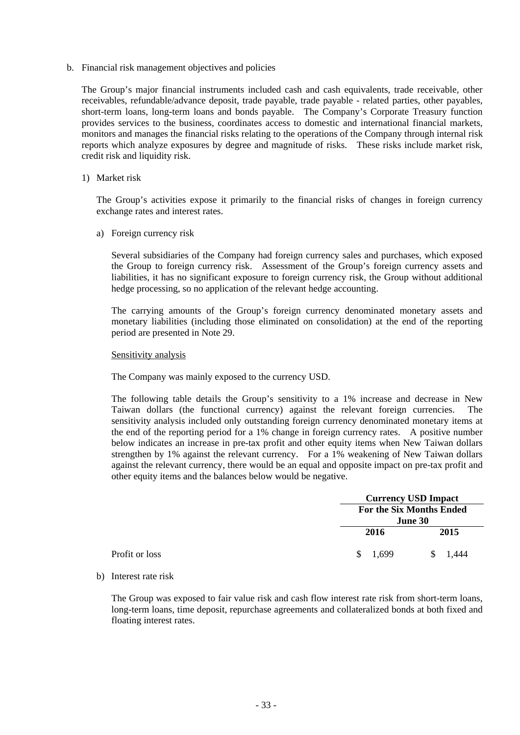b. Financial risk management objectives and policies

The Group's major financial instruments included cash and cash equivalents, trade receivable, other receivables, refundable/advance deposit, trade payable, trade payable - related parties, other payables, short-term loans, long-term loans and bonds payable. The Company's Corporate Treasury function provides services to the business, coordinates access to domestic and international financial markets, monitors and manages the financial risks relating to the operations of the Company through internal risk reports which analyze exposures by degree and magnitude of risks. These risks include market risk, credit risk and liquidity risk.

1) Market risk

The Group's activities expose it primarily to the financial risks of changes in foreign currency exchange rates and interest rates.

a) Foreign currency risk

Several subsidiaries of the Company had foreign currency sales and purchases, which exposed the Group to foreign currency risk. Assessment of the Group's foreign currency assets and liabilities, it has no significant exposure to foreign currency risk, the Group without additional hedge processing, so no application of the relevant hedge accounting.

The carrying amounts of the Group's foreign currency denominated monetary assets and monetary liabilities (including those eliminated on consolidation) at the end of the reporting period are presented in Note 29.

<u>Sensitivity analysis</u>

The Company was mainly exposed to the currency USD.

The following table details the Group's sensitivity to a 1% increase and decrease in New Taiwan dollars (the functional currency) against the relevant foreign currencies. The sensitivity analysis included only outstanding foreign currency denominated monetary items at the end of the reporting period for a 1% change in foreign currency rates. A positive number below indicates an increase in pre-tax profit and other equity items when New Taiwan dollars strengthen by 1% against the relevant currency. For a 1% weakening of New Taiwan dollars against the relevant currency, there would be an equal and opposite impact on pre-tax profit and other equity items and the balances below would be negative.

| | **Currency USD Impact** | |
|---|---|---|
| | **For the Six Months Ended June 30** | |
| | **2016** | **2015** |
| Profit or loss | $ 1,699 | $ 1,444 |

b) Interest rate risk

The Group was exposed to fair value risk and cash flow interest rate risk from short-term loans, long-term loans, time deposit, repurchase agreements and collateralized bonds at both fixed and floating interest rates.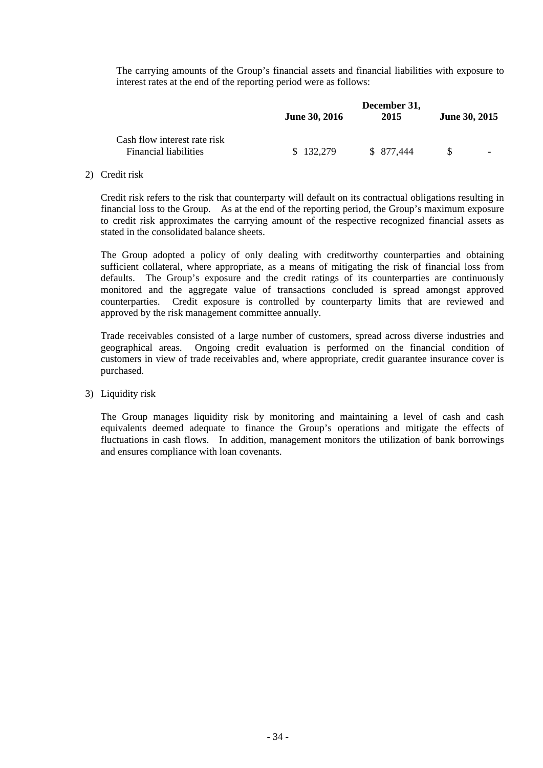The carrying amounts of the Group's financial assets and financial liabilities with exposure to interest rates at the end of the reporting period were as follows:

| | June 30, 2016 | December 31, 2015 | June 30, 2015 |
|---|---|---|---|
| Cash flow interest rate risk | | | |
| Financial liabilities | $ 132,279 | $ 877,444 | $ - |

2) Credit risk

Credit risk refers to the risk that counterparty will default on its contractual obligations resulting in financial loss to the Group. As at the end of the reporting period, the Group's maximum exposure to credit risk approximates the carrying amount of the respective recognized financial assets as stated in the consolidated balance sheets.

The Group adopted a policy of only dealing with creditworthy counterparties and obtaining sufficient collateral, where appropriate, as a means of mitigating the risk of financial loss from defaults. The Group's exposure and the credit ratings of its counterparties are continuously monitored and the aggregate value of transactions concluded is spread amongst approved counterparties. Credit exposure is controlled by counterparty limits that are reviewed and approved by the risk management committee annually.

Trade receivables consisted of a large number of customers, spread across diverse industries and geographical areas. Ongoing credit evaluation is performed on the financial condition of customers in view of trade receivables and, where appropriate, credit guarantee insurance cover is purchased.

3) Liquidity risk

The Group manages liquidity risk by monitoring and maintaining a level of cash and cash equivalents deemed adequate to finance the Group's operations and mitigate the effects of fluctuations in cash flows. In addition, management monitors the utilization of bank borrowings and ensures compliance with loan covenants.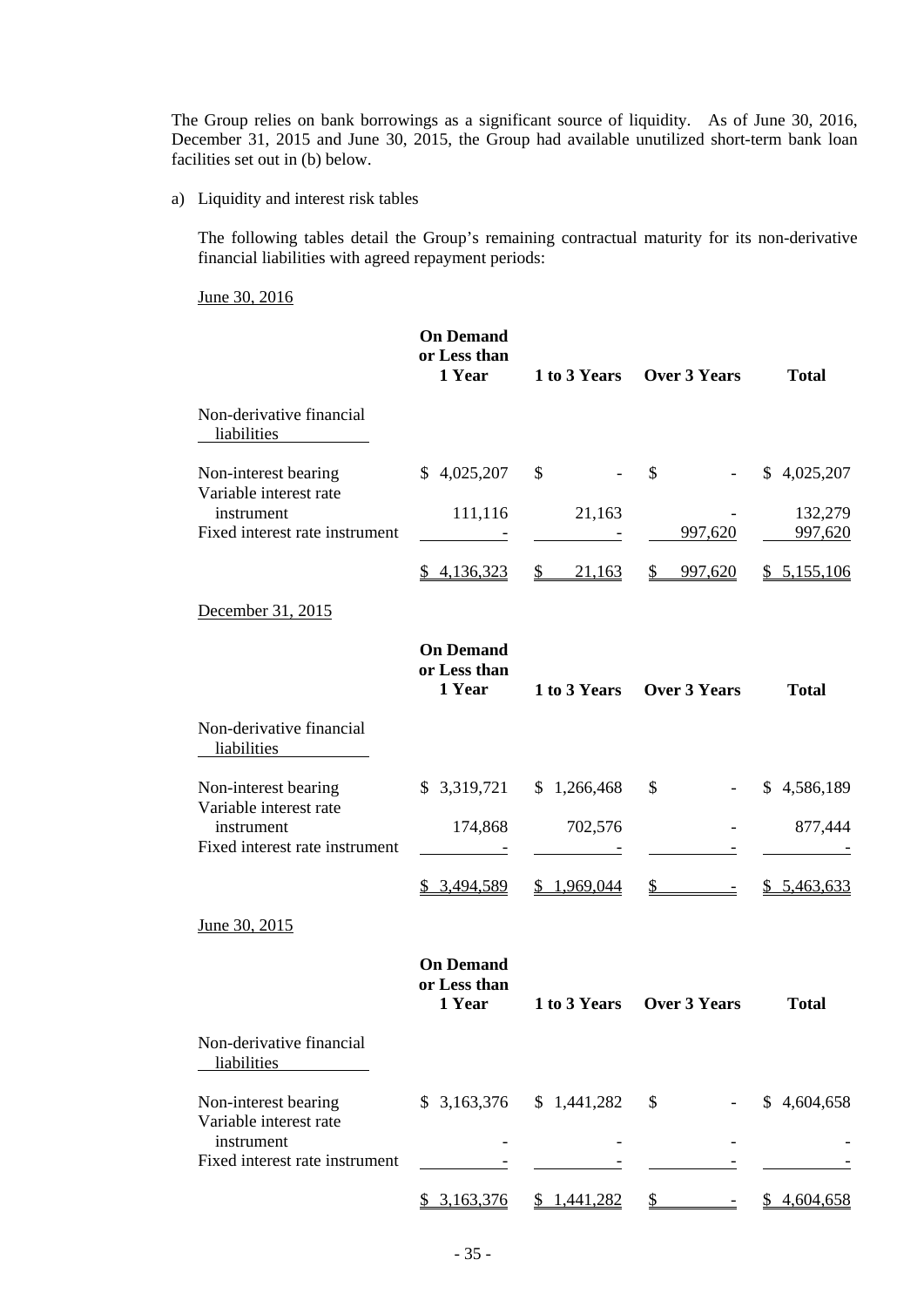The Group relies on bank borrowings as a significant source of liquidity. As of June 30, 2016, December 31, 2015 and June 30, 2015, the Group had available unutilized short-term bank loan facilities set out in (b) below.

a) Liquidity and interest risk tables

The following tables detail the Group's remaining contractual maturity for its non-derivative financial liabilities with agreed repayment periods:

June 30, 2016

| | On Demand or Less than 1 Year | 1 to 3 Years | Over 3 Years | Total |
|---|---|---|---|---|
| Non-derivative financial liabilities | | | | |
| Non-interest bearing | $ 4,025,207 | $ - | $ - | $ 4,025,207 |
| Variable interest rate instrument | 111,116 | 21,163 | - | 132,279 |
| Fixed interest rate instrument | - | - | 997,620 | 997,620 |
| | $ 4,136,323 | $ 21,163 | $ 997,620 | $ 5,155,106 |

December 31, 2015

| | On Demand or Less than 1 Year | 1 to 3 Years | Over 3 Years | Total |
|---|---|---|---|---|
| Non-derivative financial liabilities | | | | |
| Non-interest bearing | $ 3,319,721 | $ 1,266,468 | $ - | $ 4,586,189 |
| Variable interest rate instrument | 174,868 | 702,576 | - | 877,444 |
| Fixed interest rate instrument | - | - | - | - |
| | $ 3,494,589 | $ 1,969,044 | $ - | $ 5,463,633 |

June 30, 2015

| | On Demand or Less than 1 Year | 1 to 3 Years | Over 3 Years | Total |
|---|---|---|---|---|
| Non-derivative financial liabilities | | | | |
| Non-interest bearing | $ 3,163,376 | $ 1,441,282 | $ - | $ 4,604,658 |
| Variable interest rate instrument | - | - | - | - |
| Fixed interest rate instrument | - | - | - | - |
| | $ 3,163,376 | $ 1,441,282 | $ - | $ 4,604,658 |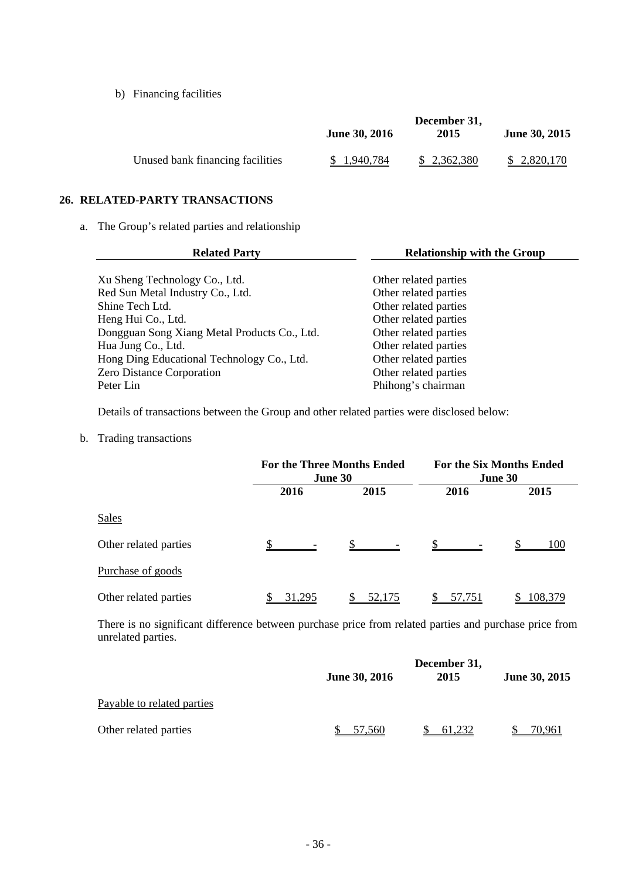b) Financing facilities

| | June 30, 2016 | December 31, 2015 | June 30, 2015 |
|---|---|---|---|
| Unused bank financing facilities | $ 1,940,784 | $ 2,362,380 | $ 2,820,170 |

## 26. RELATED-PARTY TRANSACTIONS

a. The Group's related parties and relationship

| Related Party | Relationship with the Group |
|---|---|
| Xu Sheng Technology Co., Ltd. | Other related parties |
| Red Sun Metal Industry Co., Ltd. | Other related parties |
| Shine Tech Ltd. | Other related parties |
| Heng Hui Co., Ltd. | Other related parties |
| Dongguan Song Xiang Metal Products Co., Ltd. | Other related parties |
| Hua Jung Co., Ltd. | Other related parties |
| Hong Ding Educational Technology Co., Ltd. | Other related parties |
| Zero Distance Corporation | Other related parties |
| Peter Lin | Phihong's chairman |

Details of transactions between the Group and other related parties were disclosed below:

b. Trading transactions

| | For the Three Months Ended June 30 | | For the Six Months Ended June 30 | |
|---|---|---|---|---|
| | 2016 | 2015 | 2016 | 2015 |
| Sales | | | | |
| Other related parties | $ - | $ - | $ - | $ 100 |
| Purchase of goods | | | | |
| Other related parties | $ 31,295 | $ 52,175 | $ 57,751 | $ 108,379 |

There is no significant difference between purchase price from related parties and purchase price from unrelated parties.

| | June 30, 2016 | December 31, 2015 | June 30, 2015 |
|---|---|---|---|
| Payable to related parties | | | |
| Other related parties | $ 57,560 | $ 61,232 | $ 70,961 |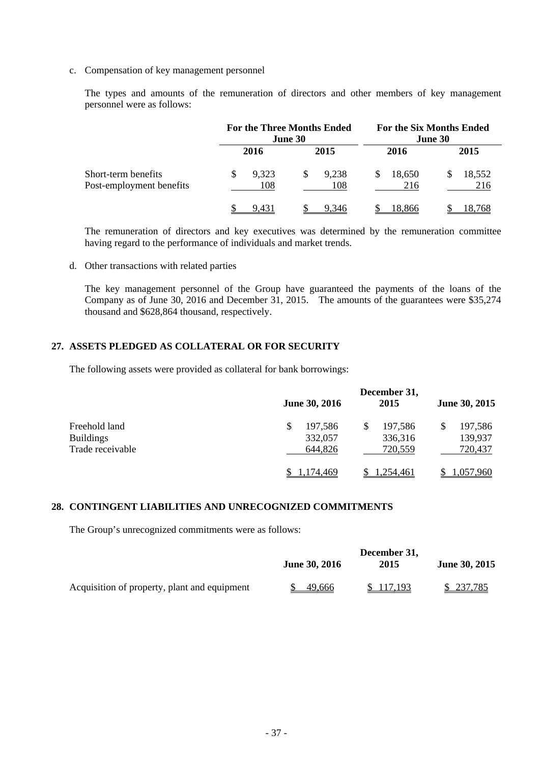c. Compensation of key management personnel

The types and amounts of the remuneration of directors and other members of key management personnel were as follows:

| | For the Three Months Ended June 30 | | For the Six Months Ended June 30 | |
|---|---|---|---|---|
| | 2016 | 2015 | 2016 | 2015 |
| Short-term benefits | $ 9,323 | $ 9,238 | $ 18,650 | $ 18,552 |
| Post-employment benefits | 108 | 108 | 216 | 216 |
| | $ 9,431 | $ 9,346 | $ 18,866 | $ 18,768 |

The remuneration of directors and key executives was determined by the remuneration committee having regard to the performance of individuals and market trends.

d. Other transactions with related parties

The key management personnel of the Group have guaranteed the payments of the loans of the Company as of June 30, 2016 and December 31, 2015. The amounts of the guarantees were $35,274 thousand and $628,864 thousand, respectively.

## 27. ASSETS PLEDGED AS COLLATERAL OR FOR SECURITY

The following assets were provided as collateral for bank borrowings:

| | June 30, 2016 | December 31, 2015 | June 30, 2015 |
|---|---|---|---|
| Freehold land | $ 197,586 | $ 197,586 | $ 197,586 |
| Buildings | 332,057 | 336,316 | 139,937 |
| Trade receivable | 644,826 | 720,559 | 720,437 |
| | $ 1,174,469 | $ 1,254,461 | $ 1,057,960 |

## 28. CONTINGENT LIABILITIES AND UNRECOGNIZED COMMITMENTS

The Group's unrecognized commitments were as follows:

| | June 30, 2016 | December 31, 2015 | June 30, 2015 |
|---|---|---|---|
| Acquisition of property, plant and equipment | $ 49,666 | $ 117,193 | $ 237,785 |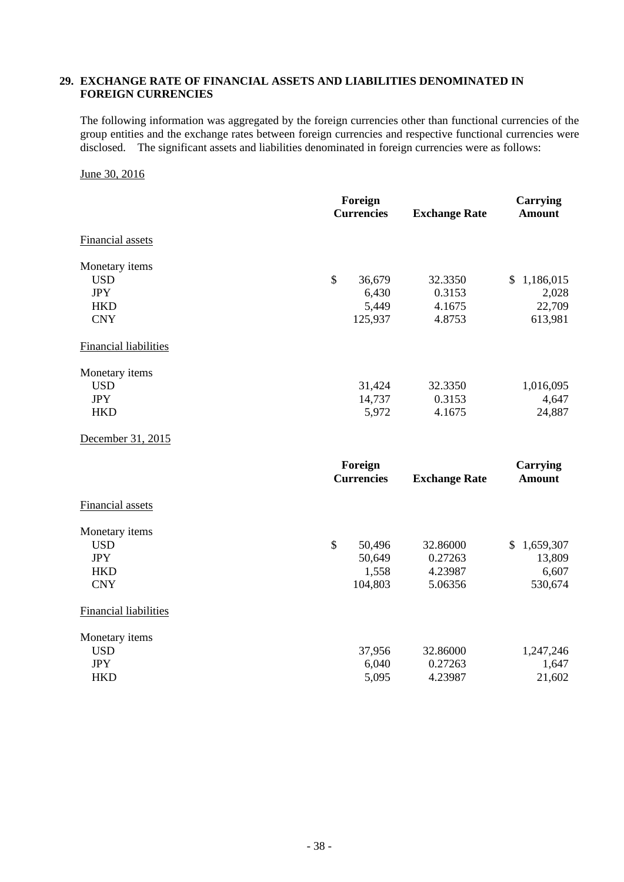## 29. EXCHANGE RATE OF FINANCIAL ASSETS AND LIABILITIES DENOMINATED IN FOREIGN CURRENCIES

The following information was aggregated by the foreign currencies other than functional currencies of the group entities and the exchange rates between foreign currencies and respective functional currencies were disclosed. The significant assets and liabilities denominated in foreign currencies were as follows:

June 30, 2016

| | Foreign Currencies | Exchange Rate | Carrying Amount |
|---|---|---|---|
| Financial assets | | | |
| Monetary items | | | |
| USD | $ 36,679 | 32.3350 | $ 1,186,015 |
| JPY | 6,430 | 0.3153 | 2,028 |
| HKD | 5,449 | 4.1675 | 22,709 |
| CNY | 125,937 | 4.8753 | 613,981 |
| Financial liabilities | | | |
| Monetary items | | | |
| USD | 31,424 | 32.3350 | 1,016,095 |
| JPY | 14,737 | 0.3153 | 4,647 |
| HKD | 5,972 | 4.1675 | 24,887 |

December 31, 2015

| | Foreign Currencies | Exchange Rate | Carrying Amount |
|---|---|---|---|
| Financial assets | | | |
| Monetary items | | | |
| USD | $ 50,496 | 32.86000 | $ 1,659,307 |
| JPY | 50,649 | 0.27263 | 13,809 |
| HKD | 1,558 | 4.23987 | 6,607 |
| CNY | 104,803 | 5.06356 | 530,674 |
| Financial liabilities | | | |
| Monetary items | | | |
| USD | 37,956 | 32.86000 | 1,247,246 |
| JPY | 6,040 | 0.27263 | 1,647 |
| HKD | 5,095 | 4.23987 | 21,602 |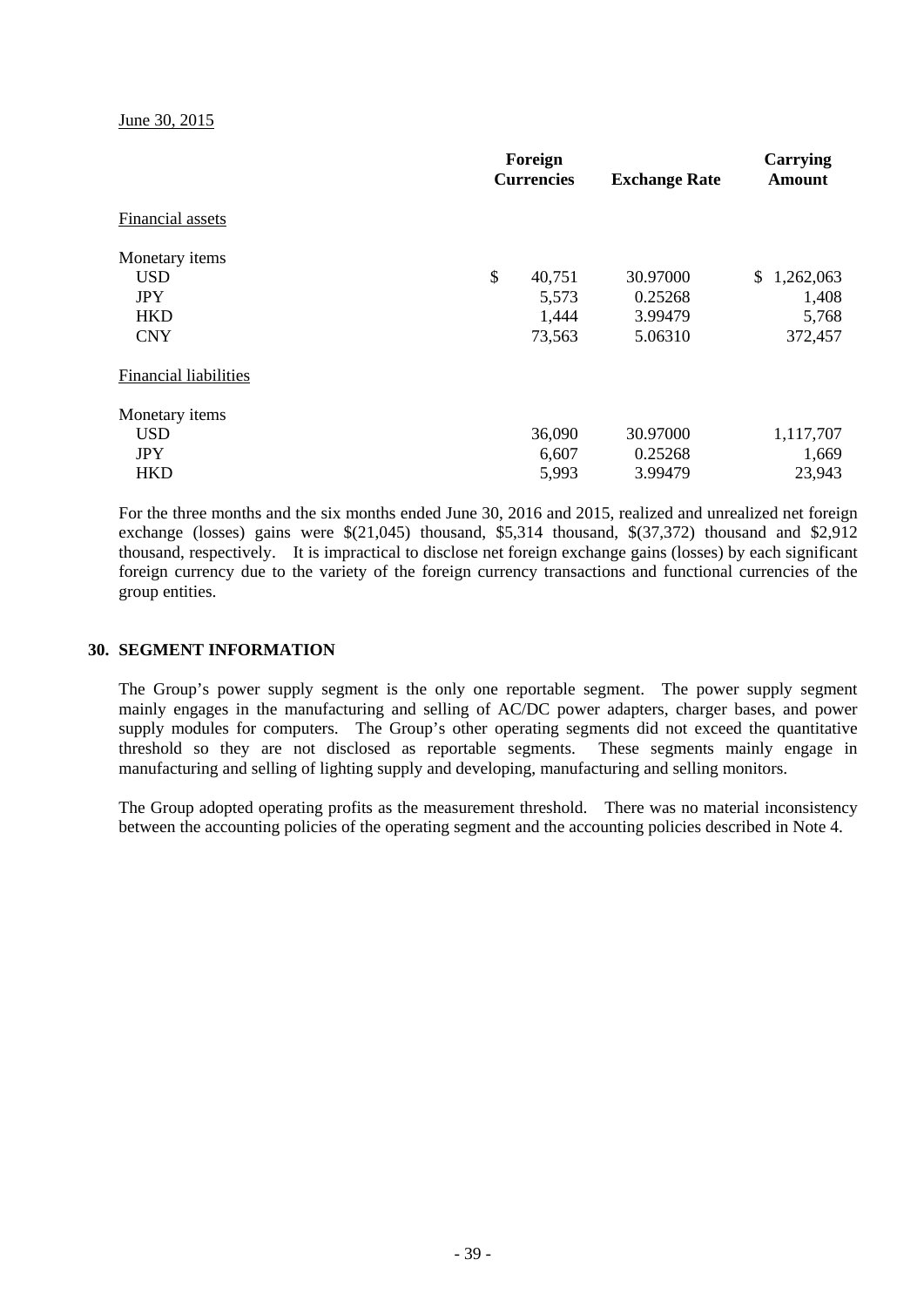June 30, 2015

| | Foreign Currencies | Exchange Rate | Carrying Amount |
|---|---|---|---|
| Financial assets | | | |
| Monetary items | | | |
| USD | $ 40,751 | 30.97000 | $ 1,262,063 |
| JPY | 5,573 | 0.25268 | 1,408 |
| HKD | 1,444 | 3.99479 | 5,768 |
| CNY | 73,563 | 5.06310 | 372,457 |
| Financial liabilities | | | |
| Monetary items | | | |
| USD | 36,090 | 30.97000 | 1,117,707 |
| JPY | 6,607 | 0.25268 | 1,669 |
| HKD | 5,993 | 3.99479 | 23,943 |

For the three months and the six months ended June 30, 2016 and 2015, realized and unrealized net foreign exchange (losses) gains were $(21,045) thousand, $5,314 thousand, $(37,372) thousand and $2,912 thousand, respectively. It is impractical to disclose net foreign exchange gains (losses) by each significant foreign currency due to the variety of the foreign currency transactions and functional currencies of the group entities.

## 30. SEGMENT INFORMATION

The Group's power supply segment is the only one reportable segment. The power supply segment mainly engages in the manufacturing and selling of AC/DC power adapters, charger bases, and power supply modules for computers. The Group's other operating segments did not exceed the quantitative threshold so they are not disclosed as reportable segments. These segments mainly engage in manufacturing and selling of lighting supply and developing, manufacturing and selling monitors.

The Group adopted operating profits as the measurement threshold. There was no material inconsistency between the accounting policies of the operating segment and the accounting policies described in Note 4.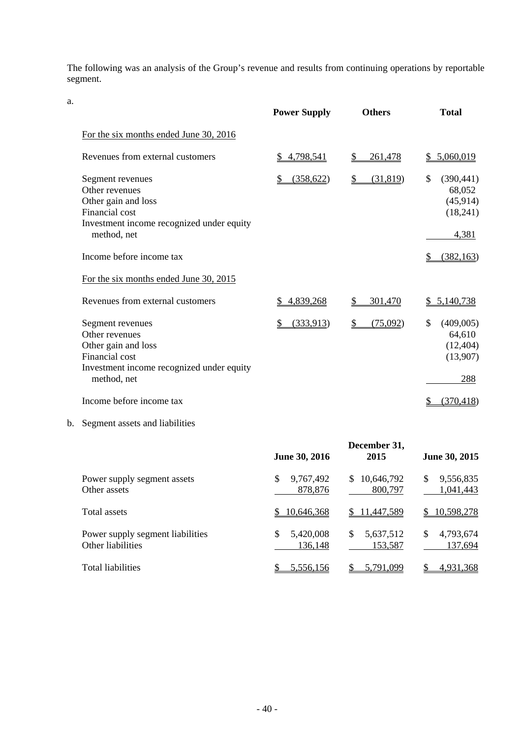The following was an analysis of the Group's revenue and results from continuing operations by reportable segment.

a.

| | Power Supply | Others | Total |
|---|---|---|---|
| For the six months ended June 30, 2016 | | | |
| Revenues from external customers | $ 4,798,541 | $ 261,478 | $ 5,060,019 |
| Segment revenues | $ (358,622) | $ (31,819) | $ (390,441) |
| Other revenues | | | 68,052 |
| Other gain and loss | | | (45,914) |
| Financial cost | | | (18,241) |
| Investment income recognized under equity method, net | | | 4,381 |
| Income before income tax | | | $ (382,163) |
| For the six months ended June 30, 2015 | | | |
| Revenues from external customers | $ 4,839,268 | $ 301,470 | $ 5,140,738 |
| Segment revenues | $ (333,913) | $ (75,092) | $ (409,005) |
| Other revenues | | | 64,610 |
| Other gain and loss | | | (12,404) |
| Financial cost | | | (13,907) |
| Investment income recognized under equity method, net | | | 288 |
| Income before income tax | | | $ (370,418) |

b. Segment assets and liabilities

| | June 30, 2016 | December 31, 2015 | June 30, 2015 |
|---|---|---|---|
| Power supply segment assets | $ 9,767,492 | $ 10,646,792 | $ 9,556,835 |
| Other assets | 878,876 | 800,797 | 1,041,443 |
| Total assets | $ 10,646,368 | $ 11,447,589 | $ 10,598,278 |
| Power supply segment liabilities | $ 5,420,008 | $ 5,637,512 | $ 4,793,674 |
| Other liabilities | 136,148 | 153,587 | 137,694 |
| Total liabilities | $ 5,556,156 | $ 5,791,099 | $ 4,931,368 |